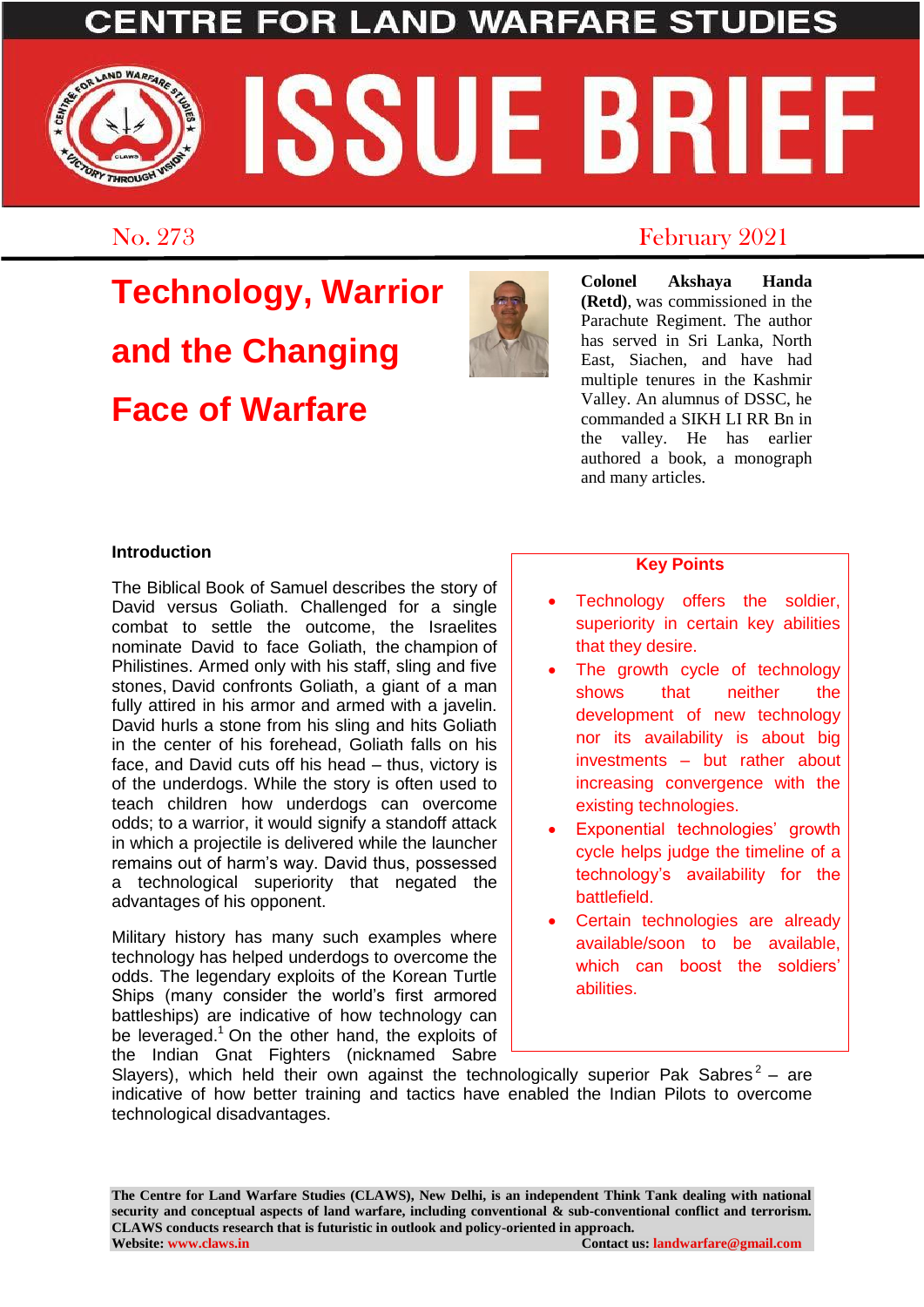CENTRE FOR LAND WARFARE STUDIES

# ISSUE BRIEF

No. 273 February 2021

# Technology, Warrior and the Changing Face of Warfare

**Colonel Akshaya Handa (Retd)**, was commissioned in the Parachute Regiment. The author has served in Sri Lanka, North East, Siachen, and have had multiple tenures in the Kashmir Valley. An alumnus of DSSC, he commanded a SIKH LI RR Bn in the valley. He has earlier authored a book, a monograph and many articles.

**Key Points**

- Technology offers the soldier, superiority in certain key abilities that they desire.
- The growth cycle of technology shows that neither the development of new technology nor its availability is about big investments – but rather about increasing convergence with the existing technologies.
- Exponential technologies' growth cycle helps judge the timeline of a technology's availability for the battlefield.
- Certain technologies are already available/soon to be available, which can boost the soldiers' abilities.

## Introduction

The Biblical Book of Samuel describes the story of David versus Goliath. Challenged for a single combat to settle the outcome, the Israelites nominate David to face Goliath, the champion of Philistines. Armed only with his staff, sling and five stones, David confronts Goliath, a giant of a man fully attired in his armor and armed with a javelin. David hurls a stone from his sling and hits Goliath in the center of his forehead, Goliath falls on his face, and David cuts off his head – thus, victory is of the underdogs. While the story is often used to teach children how underdogs can overcome odds; to a warrior, it would signify a standoff attack in which a projectile is delivered while the launcher remains out of harm's way. David thus, possessed a technological superiority that negated the advantages of his opponent.

Military history has many such examples where technology has helped underdogs to overcome the odds. The legendary exploits of the Korean Turtle Ships (many consider the world's first armored battleships) are indicative of how technology can be leveraged.[1] On the other hand, the exploits of the Indian Gnat Fighters (nicknamed Sabre Slayers), which held their own against the technologically superior Pak Sabres[2] – are indicative of how better training and tactics have enabled the Indian Pilots to overcome technological disadvantages.

**The Centre for Land Warfare Studies (CLAWS), New Delhi, is an independent Think Tank dealing with national security and conceptual aspects of land warfare, including conventional & sub-conventional conflict and terrorism. CLAWS conducts research that is futuristic in outlook and policy-oriented in approach.**
**Website: www.claws.in** **Contact us: landwarfare@gmail.com**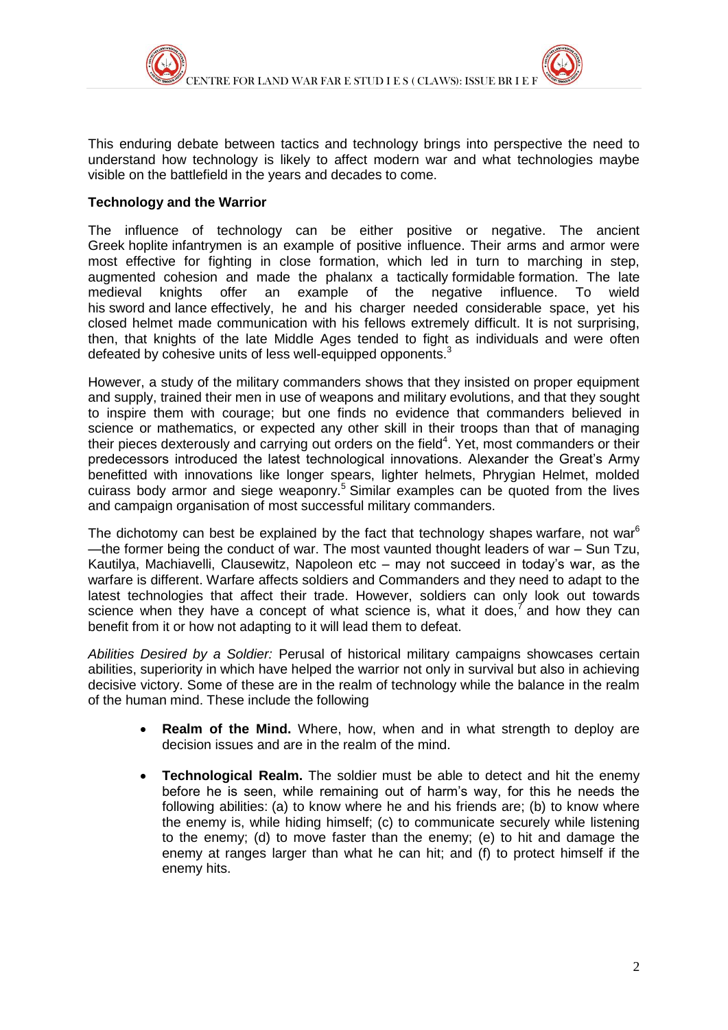This enduring debate between tactics and technology brings into perspective the need to understand how technology is likely to affect modern war and what technologies maybe visible on the battlefield in the years and decades to come.

**Technology and the Warrior**

The influence of technology can be either positive or negative. The ancient Greek hoplite infantrymen is an example of positive influence. Their arms and armor were most effective for fighting in close formation, which led in turn to marching in step, augmented cohesion and made the phalanx a tactically formidable formation. The late medieval knights offer an example of the negative influence. To wield his sword and lance effectively, he and his charger needed considerable space, yet his closed helmet made communication with his fellows extremely difficult. It is not surprising, then, that knights of the late Middle Ages tended to fight as individuals and were often defeated by cohesive units of less well-equipped opponents.[3]

However, a study of the military commanders shows that they insisted on proper equipment and supply, trained their men in use of weapons and military evolutions, and that they sought to inspire them with courage; but one finds no evidence that commanders believed in science or mathematics, or expected any other skill in their troops than that of managing their pieces dexterously and carrying out orders on the field[4]. Yet, most commanders or their predecessors introduced the latest technological innovations. Alexander the Great's Army benefitted with innovations like longer spears, lighter helmets, Phrygian Helmet, molded cuirass body armor and siege weaponry.[5] Similar examples can be quoted from the lives and campaign organisation of most successful military commanders.

The dichotomy can best be explained by the fact that technology shapes warfare, not war[6] —the former being the conduct of war. The most vaunted thought leaders of war – Sun Tzu, Kautilya, Machiavelli, Clausewitz, Napoleon etc – may not succeed in today's war, as the warfare is different. Warfare affects soldiers and Commanders and they need to adapt to the latest technologies that affect their trade. However, soldiers can only look out towards science when they have a concept of what science is, what it does,[7] and how they can benefit from it or how not adapting to it will lead them to defeat.

*Abilities Desired by a Soldier:* Perusal of historical military campaigns showcases certain abilities, superiority in which have helped the warrior not only in survival but also in achieving decisive victory. Some of these are in the realm of technology while the balance in the realm of the human mind. These include the following

- **Realm of the Mind.** Where, how, when and in what strength to deploy are decision issues and are in the realm of the mind.

- **Technological Realm.** The soldier must be able to detect and hit the enemy before he is seen, while remaining out of harm's way, for this he needs the following abilities: (a) to know where he and his friends are; (b) to know where the enemy is, while hiding himself; (c) to communicate securely while listening to the enemy; (d) to move faster than the enemy; (e) to hit and damage the enemy at ranges larger than what he can hit; and (f) to protect himself if the enemy hits.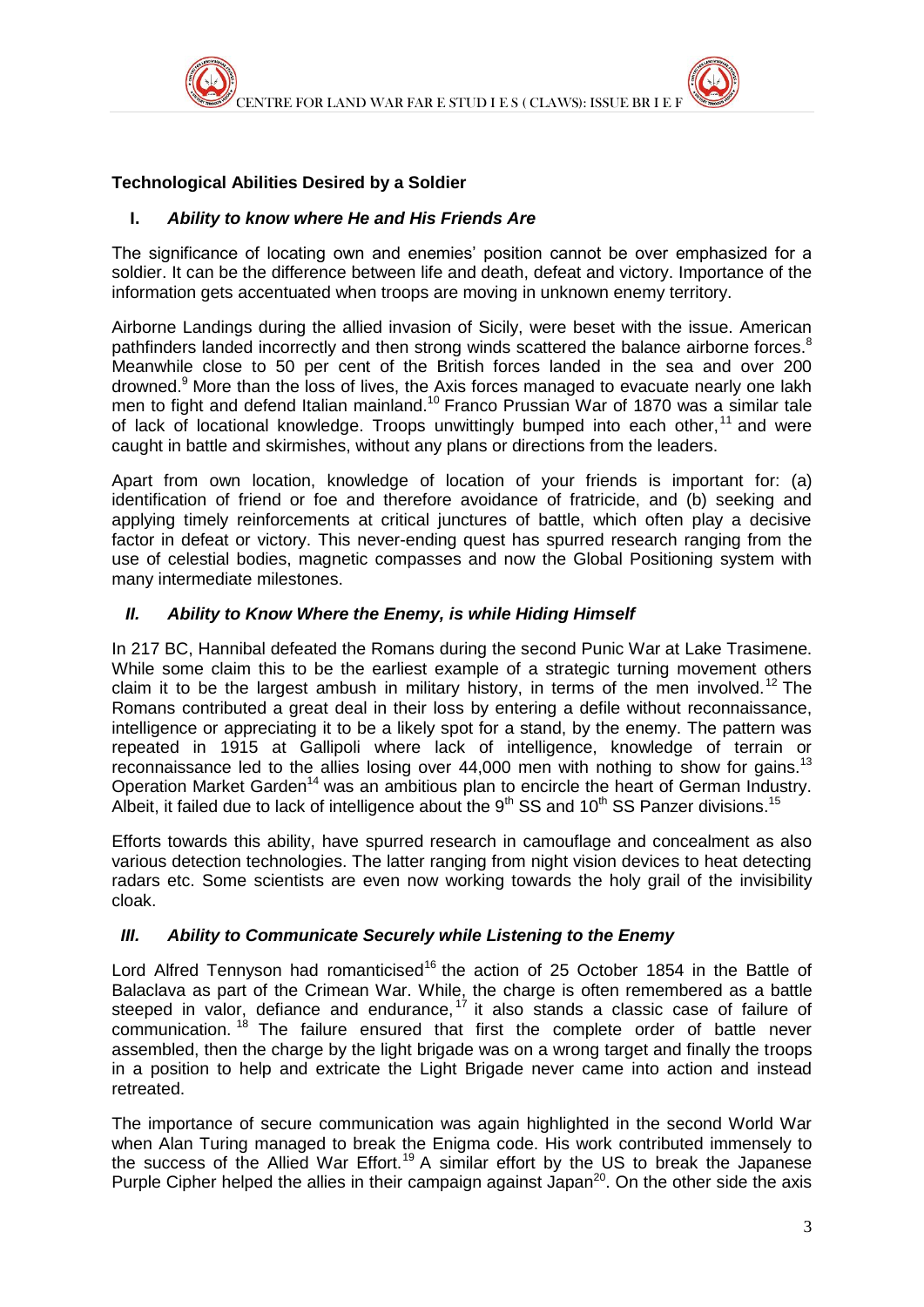### Technological Abilities Desired by a Soldier

#### I. *Ability to know where He and His Friends Are*

The significance of locating own and enemies' position cannot be over emphasized for a soldier. It can be the difference between life and death, defeat and victory. Importance of the information gets accentuated when troops are moving in unknown enemy territory.

Airborne Landings during the allied invasion of Sicily, were beset with the issue. American pathfinders landed incorrectly and then strong winds scattered the balance airborne forces.[8] Meanwhile close to 50 per cent of the British forces landed in the sea and over 200 drowned.[9] More than the loss of lives, the Axis forces managed to evacuate nearly one lakh men to fight and defend Italian mainland.[10] Franco Prussian War of 1870 was a similar tale of lack of locational knowledge. Troops unwittingly bumped into each other,[11] and were caught in battle and skirmishes, without any plans or directions from the leaders.

Apart from own location, knowledge of location of your friends is important for: (a) identification of friend or foe and therefore avoidance of fratricide, and (b) seeking and applying timely reinforcements at critical junctures of battle, which often play a decisive factor in defeat or victory. This never-ending quest has spurred research ranging from the use of celestial bodies, magnetic compasses and now the Global Positioning system with many intermediate milestones.

#### *II. Ability to Know Where the Enemy, is while Hiding Himself*

In 217 BC, Hannibal defeated the Romans during the second Punic War at Lake Trasimene. While some claim this to be the earliest example of a strategic turning movement others claim it to be the largest ambush in military history, in terms of the men involved.[12] The Romans contributed a great deal in their loss by entering a defile without reconnaissance, intelligence or appreciating it to be a likely spot for a stand, by the enemy. The pattern was repeated in 1915 at Gallipoli where lack of intelligence, knowledge of terrain or reconnaissance led to the allies losing over 44,000 men with nothing to show for gains.[13] Operation Market Garden[14] was an ambitious plan to encircle the heart of German Industry. Albeit, it failed due to lack of intelligence about the 9th SS and 10th SS Panzer divisions.[15]

Efforts towards this ability, have spurred research in camouflage and concealment as also various detection technologies. The latter ranging from night vision devices to heat detecting radars etc. Some scientists are even now working towards the holy grail of the invisibility cloak.

#### *III. Ability to Communicate Securely while Listening to the Enemy*

Lord Alfred Tennyson had romanticised[16] the action of 25 October 1854 in the Battle of Balaclava as part of the Crimean War. While, the charge is often remembered as a battle steeped in valor, defiance and endurance,[17] it also stands a classic case of failure of communication.[18] The failure ensured that first the complete order of battle never assembled, then the charge by the light brigade was on a wrong target and finally the troops in a position to help and extricate the Light Brigade never came into action and instead retreated.

The importance of secure communication was again highlighted in the second World War when Alan Turing managed to break the Enigma code. His work contributed immensely to the success of the Allied War Effort.[19] A similar effort by the US to break the Japanese Purple Cipher helped the allies in their campaign against Japan[20]. On the other side the axis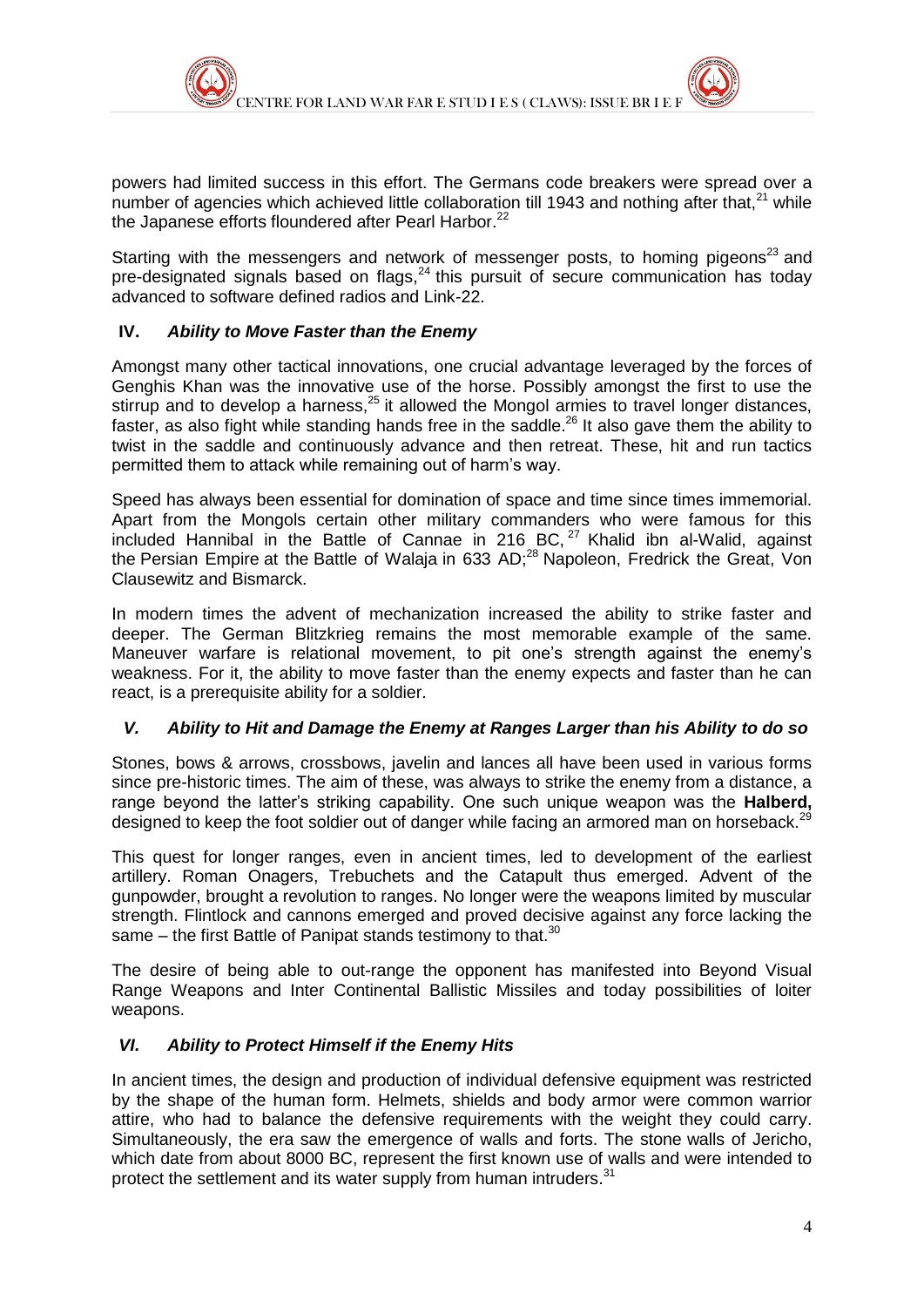powers had limited success in this effort. The Germans code breakers were spread over a number of agencies which achieved little collaboration till 1943 and nothing after that,[21] while the Japanese efforts floundered after Pearl Harbor.[22]

Starting with the messengers and network of messenger posts, to homing pigeons[23] and pre-designated signals based on flags,[24] this pursuit of secure communication has today advanced to software defined radios and Link-22.

### IV. *Ability to Move Faster than the Enemy*

Amongst many other tactical innovations, one crucial advantage leveraged by the forces of Genghis Khan was the innovative use of the horse. Possibly amongst the first to use the stirrup and to develop a harness,[25] it allowed the Mongol armies to travel longer distances, faster, as also fight while standing hands free in the saddle.[26] It also gave them the ability to twist in the saddle and continuously advance and then retreat. These, hit and run tactics permitted them to attack while remaining out of harm's way.

Speed has always been essential for domination of space and time since times immemorial. Apart from the Mongols certain other military commanders who were famous for this included Hannibal in the Battle of Cannae in 216 BC,[27] Khalid ibn al-Walid, against the Persian Empire at the Battle of Walaja in 633 AD;[28] Napoleon, Fredrick the Great, Von Clausewitz and Bismarck.

In modern times the advent of mechanization increased the ability to strike faster and deeper. The German Blitzkrieg remains the most memorable example of the same. Maneuver warfare is relational movement, to pit one's strength against the enemy's weakness. For it, the ability to move faster than the enemy expects and faster than he can react, is a prerequisite ability for a soldier.

### *V. Ability to Hit and Damage the Enemy at Ranges Larger than his Ability to do so*

Stones, bows & arrows, crossbows, javelin and lances all have been used in various forms since pre-historic times. The aim of these, was always to strike the enemy from a distance, a range beyond the latter's striking capability. One such unique weapon was the **Halberd,** designed to keep the foot soldier out of danger while facing an armored man on horseback.[29]

This quest for longer ranges, even in ancient times, led to development of the earliest artillery. Roman Onagers, Trebuchets and the Catapult thus emerged. Advent of the gunpowder, brought a revolution to ranges. No longer were the weapons limited by muscular strength. Flintlock and cannons emerged and proved decisive against any force lacking the same – the first Battle of Panipat stands testimony to that.[30]

The desire of being able to out-range the opponent has manifested into Beyond Visual Range Weapons and Inter Continental Ballistic Missiles and today possibilities of loiter weapons.

### *VI. Ability to Protect Himself if the Enemy Hits*

In ancient times, the design and production of individual defensive equipment was restricted by the shape of the human form. Helmets, shields and body armor were common warrior attire, who had to balance the defensive requirements with the weight they could carry. Simultaneously, the era saw the emergence of walls and forts. The stone walls of Jericho, which date from about 8000 BC, represent the first known use of walls and were intended to protect the settlement and its water supply from human intruders.[31]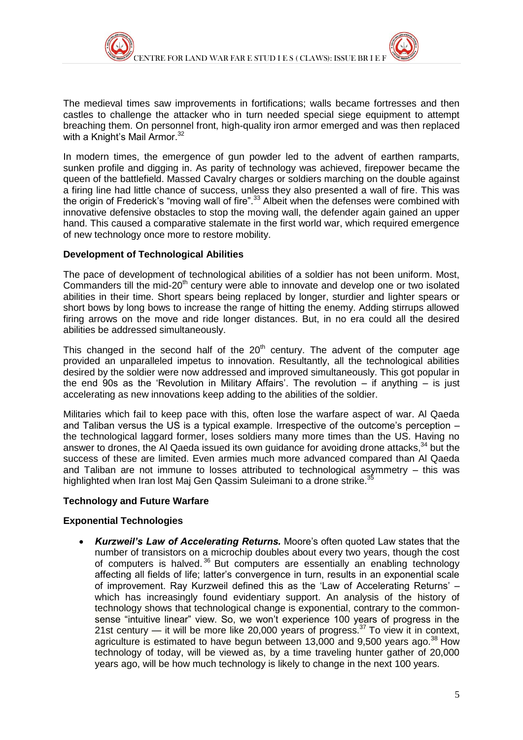The medieval times saw improvements in fortifications; walls became fortresses and then castles to challenge the attacker who in turn needed special siege equipment to attempt breaching them. On personnel front, high-quality iron armor emerged and was then replaced with a Knight's Mail Armor.[32]

In modern times, the emergence of gun powder led to the advent of earthen ramparts, sunken profile and digging in. As parity of technology was achieved, firepower became the queen of the battlefield. Massed Cavalry charges or soldiers marching on the double against a firing line had little chance of success, unless they also presented a wall of fire. This was the origin of Frederick's "moving wall of fire".[33] Albeit when the defenses were combined with innovative defensive obstacles to stop the moving wall, the defender again gained an upper hand. This caused a comparative stalemate in the first world war, which required emergence of new technology once more to restore mobility.

**Development of Technological Abilities**

The pace of development of technological abilities of a soldier has not been uniform. Most, Commanders till the mid-20th century were able to innovate and develop one or two isolated abilities in their time. Short spears being replaced by longer, sturdier and lighter spears or short bows by long bows to increase the range of hitting the enemy. Adding stirrups allowed firing arrows on the move and ride longer distances. But, in no era could all the desired abilities be addressed simultaneously.

This changed in the second half of the 20th century. The advent of the computer age provided an unparalleled impetus to innovation. Resultantly, all the technological abilities desired by the soldier were now addressed and improved simultaneously. This got popular in the end 90s as the 'Revolution in Military Affairs'. The revolution – if anything – is just accelerating as new innovations keep adding to the abilities of the soldier.

Militaries which fail to keep pace with this, often lose the warfare aspect of war. Al Qaeda and Taliban versus the US is a typical example. Irrespective of the outcome's perception – the technological laggard former, loses soldiers many more times than the US. Having no answer to drones, the Al Qaeda issued its own guidance for avoiding drone attacks,[34] but the success of these are limited. Even armies much more advanced compared than Al Qaeda and Taliban are not immune to losses attributed to technological asymmetry – this was highlighted when Iran lost Maj Gen Qassim Suleimani to a drone strike.[35]

**Technology and Future Warfare**

**Exponential Technologies**

- ***Kurzweil's Law of Accelerating Returns.*** Moore's often quoted Law states that the number of transistors on a microchip doubles about every two years, though the cost of computers is halved.[36] But computers are essentially an enabling technology affecting all fields of life; latter's convergence in turn, results in an exponential scale of improvement. Ray Kurzweil defined this as the 'Law of Accelerating Returns' – which has increasingly found evidentiary support. An analysis of the history of technology shows that technological change is exponential, contrary to the common-sense "intuitive linear" view. So, we won't experience 100 years of progress in the 21st century — it will be more like 20,000 years of progress.[37] To view it in context, agriculture is estimated to have begun between 13,000 and 9,500 years ago.[38] How technology of today, will be viewed as, by a time traveling hunter gather of 20,000 years ago, will be how much technology is likely to change in the next 100 years.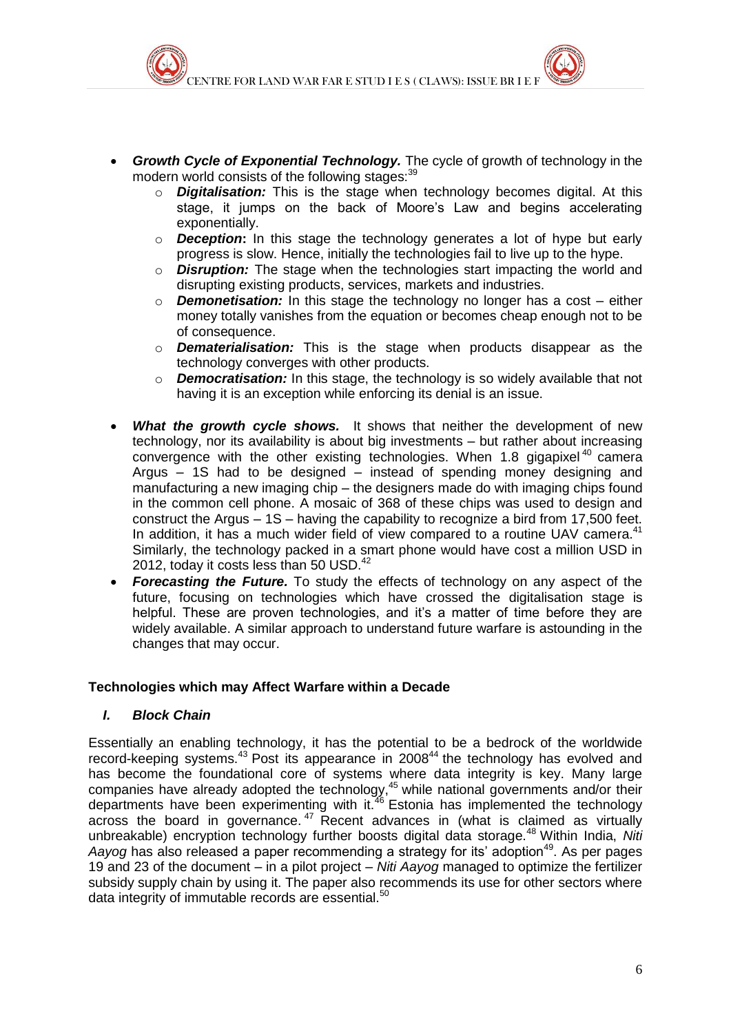- ***Growth Cycle of Exponential Technology.*** The cycle of growth of technology in the modern world consists of the following stages:[39]
    - ***Digitalisation:*** This is the stage when technology becomes digital. At this stage, it jumps on the back of Moore's Law and begins accelerating exponentially.
    - ***Deception*:** In this stage the technology generates a lot of hype but early progress is slow. Hence, initially the technologies fail to live up to the hype.
    - ***Disruption:*** The stage when the technologies start impacting the world and disrupting existing products, services, markets and industries.
    - ***Demonetisation:*** In this stage the technology no longer has a cost – either money totally vanishes from the equation or becomes cheap enough not to be of consequence.
    - ***Dematerialisation:*** This is the stage when products disappear as the technology converges with other products.
    - ***Democratisation:*** In this stage, the technology is so widely available that not having it is an exception while enforcing its denial is an issue.

- ***What the growth cycle shows.*** It shows that neither the development of new technology, nor its availability is about big investments – but rather about increasing convergence with the other existing technologies. When 1.8 gigapixel[40] camera Argus – 1S had to be designed – instead of spending money designing and manufacturing a new imaging chip – the designers made do with imaging chips found in the common cell phone. A mosaic of 368 of these chips was used to design and construct the Argus – 1S – having the capability to recognize a bird from 17,500 feet. In addition, it has a much wider field of view compared to a routine UAV camera.[41] Similarly, the technology packed in a smart phone would have cost a million USD in 2012, today it costs less than 50 USD.[42]
- ***Forecasting the Future.*** To study the effects of technology on any aspect of the future, focusing on technologies which have crossed the digitalisation stage is helpful. These are proven technologies, and it's a matter of time before they are widely available. A similar approach to understand future warfare is astounding in the changes that may occur.

## Technologies which may Affect Warfare within a Decade

### *I. Block Chain*

Essentially an enabling technology, it has the potential to be a bedrock of the worldwide record-keeping systems.[43] Post its appearance in 2008[44] the technology has evolved and has become the foundational core of systems where data integrity is key. Many large companies have already adopted the technology,[45] while national governments and/or their departments have been experimenting with it.[46] Estonia has implemented the technology across the board in governance.[47] Recent advances in (what is claimed as virtually unbreakable) encryption technology further boosts digital data storage.[48] Within India, *Niti Aayog* has also released a paper recommending a strategy for its' adoption[49]. As per pages 19 and 23 of the document – in a pilot project – *Niti Aayog* managed to optimize the fertilizer subsidy supply chain by using it. The paper also recommends its use for other sectors where data integrity of immutable records are essential.[50]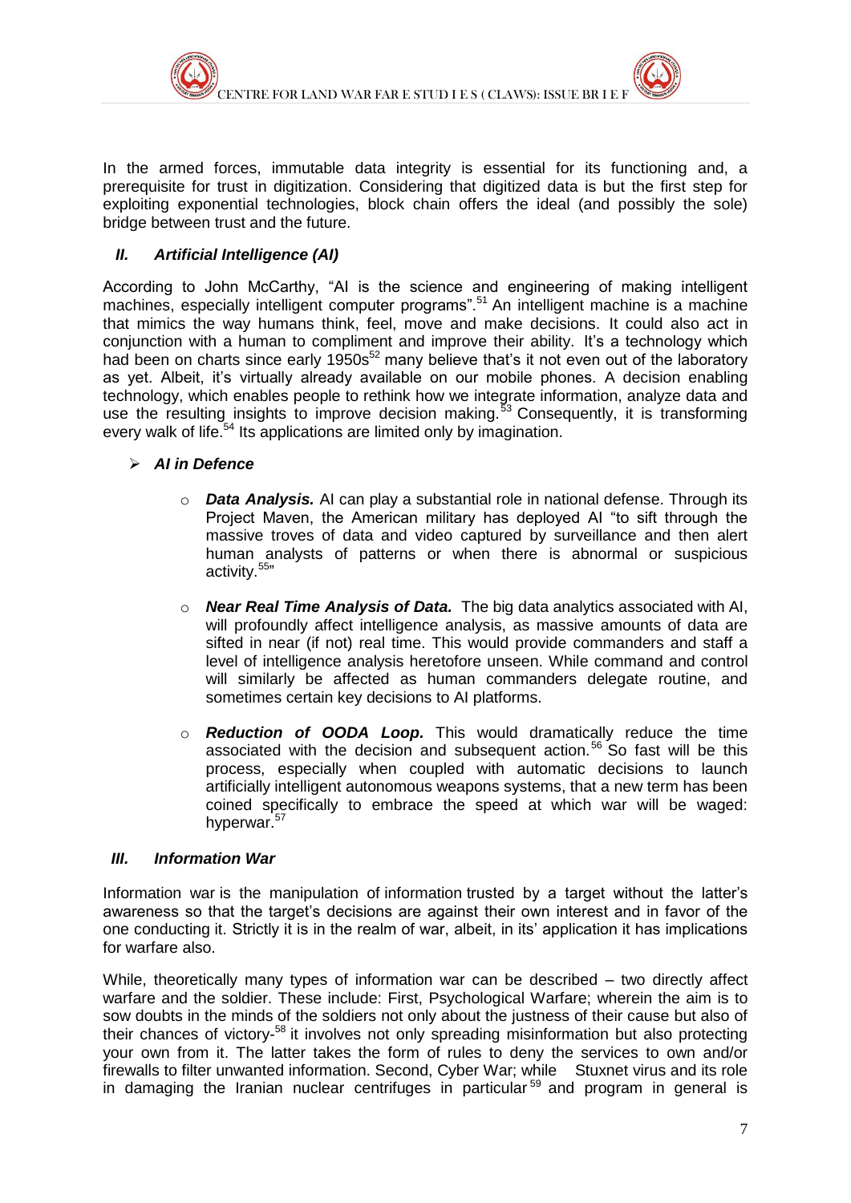In the armed forces, immutable data integrity is essential for its functioning and, a prerequisite for trust in digitization. Considering that digitized data is but the first step for exploiting exponential technologies, block chain offers the ideal (and possibly the sole) bridge between trust and the future.

### *II. Artificial Intelligence (AI)*

According to John McCarthy, "AI is the science and engineering of making intelligent machines, especially intelligent computer programs".[51] An intelligent machine is a machine that mimics the way humans think, feel, move and make decisions. It could also act in conjunction with a human to compliment and improve their ability. It's a technology which had been on charts since early 1950s[52] many believe that's it not even out of the laboratory as yet. Albeit, it's virtually already available on our mobile phones. A decision enabling technology, which enables people to rethink how we integrate information, analyze data and use the resulting insights to improve decision making.[53] Consequently, it is transforming every walk of life.[54] Its applications are limited only by imagination.

- ***AI in Defence***
  - ***Data Analysis.*** AI can play a substantial role in national defense. Through its Project Maven, the American military has deployed AI "to sift through the massive troves of data and video captured by surveillance and then alert human analysts of patterns or when there is abnormal or suspicious activity.[55]"
  - ***Near Real Time Analysis of Data.*** The big data analytics associated with AI, will profoundly affect intelligence analysis, as massive amounts of data are sifted in near (if not) real time. This would provide commanders and staff a level of intelligence analysis heretofore unseen. While command and control will similarly be affected as human commanders delegate routine, and sometimes certain key decisions to AI platforms.
  - ***Reduction of OODA Loop.*** This would dramatically reduce the time associated with the decision and subsequent action.[56] So fast will be this process, especially when coupled with automatic decisions to launch artificially intelligent autonomous weapons systems, that a new term has been coined specifically to embrace the speed at which war will be waged: hyperwar.[57]

### *III. Information War*

Information war is the manipulation of information trusted by a target without the latter's awareness so that the target's decisions are against their own interest and in favor of the one conducting it. Strictly it is in the realm of war, albeit, in its' application it has implications for warfare also.

While, theoretically many types of information war can be described – two directly affect warfare and the soldier. These include: First, Psychological Warfare; wherein the aim is to sow doubts in the minds of the soldiers not only about the justness of their cause but also of their chances of victory-[58] it involves not only spreading misinformation but also protecting your own from it. The latter takes the form of rules to deny the services to own and/or firewalls to filter unwanted information. Second, Cyber War; while Stuxnet virus and its role in damaging the Iranian nuclear centrifuges in particular[59] and program in general is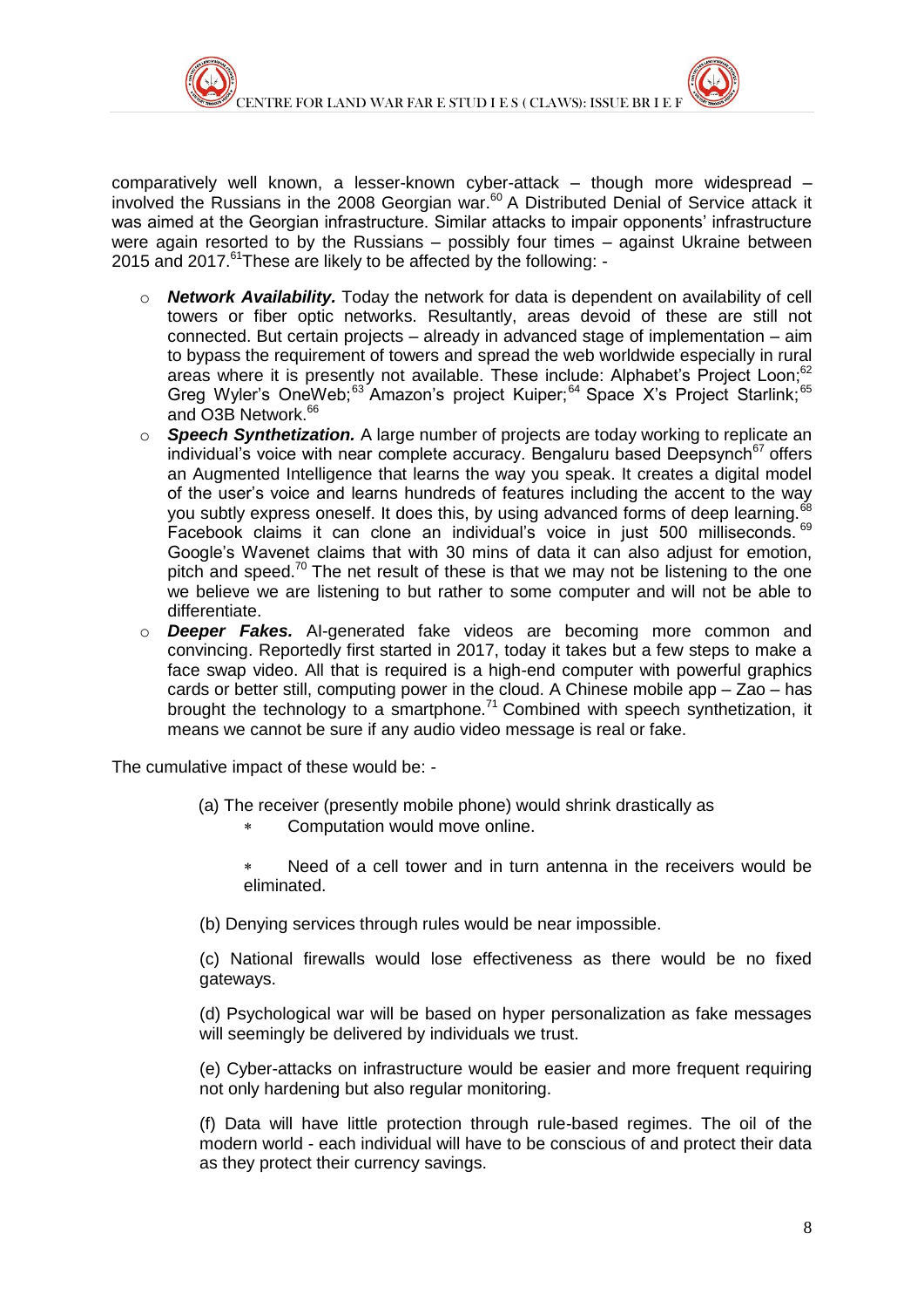comparatively well known, a lesser-known cyber-attack – though more widespread – involved the Russians in the 2008 Georgian war.[60] A Distributed Denial of Service attack it was aimed at the Georgian infrastructure. Similar attacks to impair opponents' infrastructure were again resorted to by the Russians – possibly four times – against Ukraine between 2015 and 2017.[61]These are likely to be affected by the following: -

- ***Network Availability.*** Today the network for data is dependent on availability of cell towers or fiber optic networks. Resultantly, areas devoid of these are still not connected. But certain projects – already in advanced stage of implementation – aim to bypass the requirement of towers and spread the web worldwide especially in rural areas where it is presently not available. These include: Alphabet's Project Loon;[62] Greg Wyler's OneWeb;[63] Amazon's project Kuiper;[64] Space X's Project Starlink;[65] and O3B Network.[66]
- ***Speech Synthetization.*** A large number of projects are today working to replicate an individual's voice with near complete accuracy. Bengaluru based Deepsynch[67] offers an Augmented Intelligence that learns the way you speak. It creates a digital model of the user's voice and learns hundreds of features including the accent to the way you subtly express oneself. It does this, by using advanced forms of deep learning.[68] Facebook claims it can clone an individual's voice in just 500 milliseconds.[69] Google's Wavenet claims that with 30 mins of data it can also adjust for emotion, pitch and speed.[70] The net result of these is that we may not be listening to the one we believe we are listening to but rather to some computer and will not be able to differentiate.
- ***Deeper Fakes.*** AI-generated fake videos are becoming more common and convincing. Reportedly first started in 2017, today it takes but a few steps to make a face swap video. All that is required is a high-end computer with powerful graphics cards or better still, computing power in the cloud. A Chinese mobile app – Zao – has brought the technology to a smartphone.[71] Combined with speech synthetization, it means we cannot be sure if any audio video message is real or fake.

The cumulative impact of these would be: -

(a) The receiver (presently mobile phone) would shrink drastically as

- Computation would move online.
- Need of a cell tower and in turn antenna in the receivers would be eliminated.

(b) Denying services through rules would be near impossible.

(c) National firewalls would lose effectiveness as there would be no fixed gateways.

(d) Psychological war will be based on hyper personalization as fake messages will seemingly be delivered by individuals we trust.

(e) Cyber-attacks on infrastructure would be easier and more frequent requiring not only hardening but also regular monitoring.

(f) Data will have little protection through rule-based regimes. The oil of the modern world - each individual will have to be conscious of and protect their data as they protect their currency savings.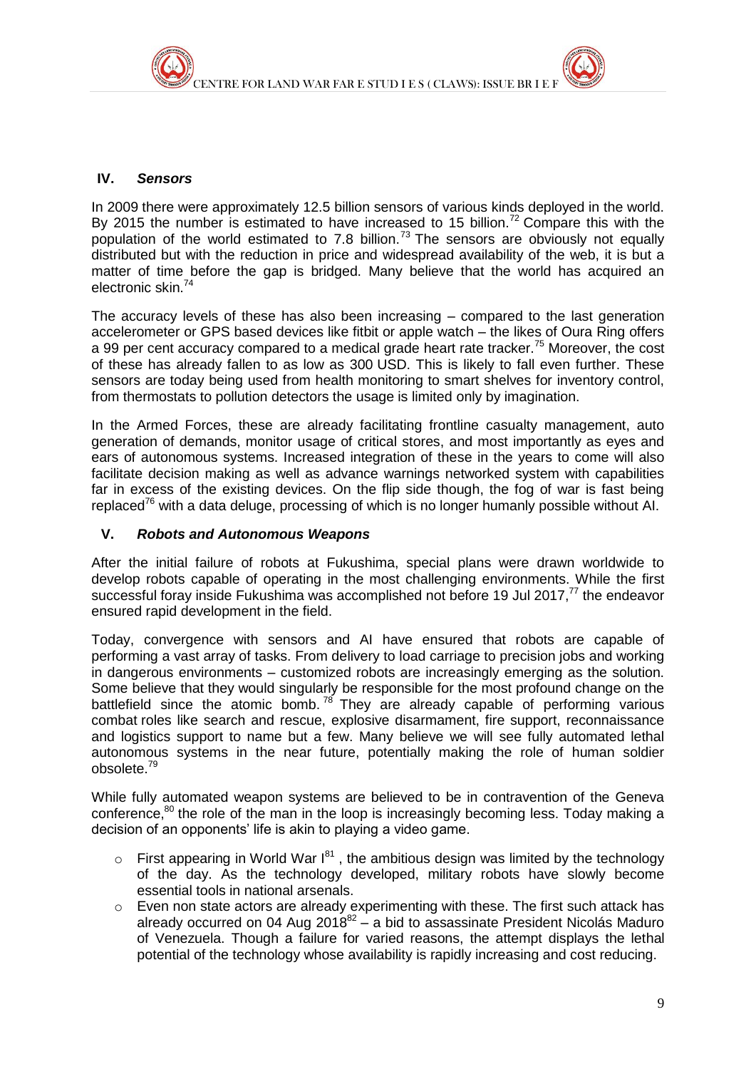## IV. *Sensors*

In 2009 there were approximately 12.5 billion sensors of various kinds deployed in the world. By 2015 the number is estimated to have increased to 15 billion.[72] Compare this with the population of the world estimated to 7.8 billion.[73] The sensors are obviously not equally distributed but with the reduction in price and widespread availability of the web, it is but a matter of time before the gap is bridged. Many believe that the world has acquired an electronic skin.[74]

The accuracy levels of these has also been increasing – compared to the last generation accelerometer or GPS based devices like fitbit or apple watch – the likes of Oura Ring offers a 99 per cent accuracy compared to a medical grade heart rate tracker.[75] Moreover, the cost of these has already fallen to as low as 300 USD. This is likely to fall even further. These sensors are today being used from health monitoring to smart shelves for inventory control, from thermostats to pollution detectors the usage is limited only by imagination.

In the Armed Forces, these are already facilitating frontline casualty management, auto generation of demands, monitor usage of critical stores, and most importantly as eyes and ears of autonomous systems. Increased integration of these in the years to come will also facilitate decision making as well as advance warnings networked system with capabilities far in excess of the existing devices. On the flip side though, the fog of war is fast being replaced[76] with a data deluge, processing of which is no longer humanly possible without AI.

## V. *Robots and Autonomous Weapons*

After the initial failure of robots at Fukushima, special plans were drawn worldwide to develop robots capable of operating in the most challenging environments. While the first successful foray inside Fukushima was accomplished not before 19 Jul 2017,[77] the endeavor ensured rapid development in the field.

Today, convergence with sensors and AI have ensured that robots are capable of performing a vast array of tasks. From delivery to load carriage to precision jobs and working in dangerous environments – customized robots are increasingly emerging as the solution. Some believe that they would singularly be responsible for the most profound change on the battlefield since the atomic bomb.[78] They are already capable of performing various combat roles like search and rescue, explosive disarmament, fire support, reconnaissance and logistics support to name but a few. Many believe we will see fully automated lethal autonomous systems in the near future, potentially making the role of human soldier obsolete.[79]

While fully automated weapon systems are believed to be in contravention of the Geneva conference,[80] the role of the man in the loop is increasingly becoming less. Today making a decision of an opponents' life is akin to playing a video game.

- First appearing in World War I[81] , the ambitious design was limited by the technology of the day. As the technology developed, military robots have slowly become essential tools in national arsenals.
- Even non state actors are already experimenting with these. The first such attack has already occurred on 04 Aug 2018[82] – a bid to assassinate President Nicolás Maduro of Venezuela. Though a failure for varied reasons, the attempt displays the lethal potential of the technology whose availability is rapidly increasing and cost reducing.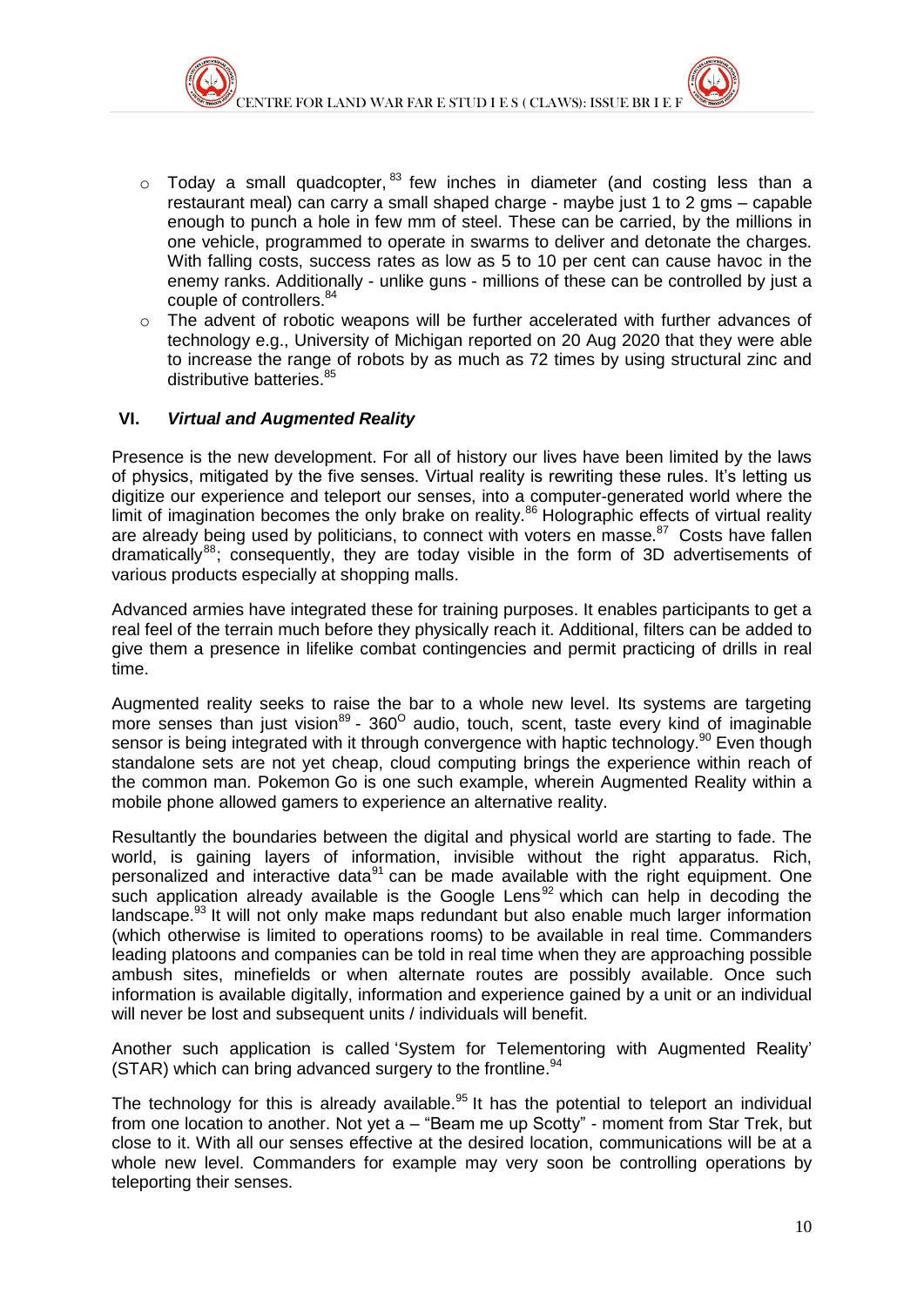- Today a small quadcopter,[83] few inches in diameter (and costing less than a restaurant meal) can carry a small shaped charge - maybe just 1 to 2 gms – capable enough to punch a hole in few mm of steel. These can be carried, by the millions in one vehicle, programmed to operate in swarms to deliver and detonate the charges. With falling costs, success rates as low as 5 to 10 per cent can cause havoc in the enemy ranks. Additionally - unlike guns - millions of these can be controlled by just a couple of controllers.[84]
- The advent of robotic weapons will be further accelerated with further advances of technology e.g., University of Michigan reported on 20 Aug 2020 that they were able to increase the range of robots by as much as 72 times by using structural zinc and distributive batteries.[85]

### VI. *Virtual and Augmented Reality*

Presence is the new development. For all of history our lives have been limited by the laws of physics, mitigated by the five senses. Virtual reality is rewriting these rules. It's letting us digitize our experience and teleport our senses, into a computer-generated world where the limit of imagination becomes the only brake on reality.[86] Holographic effects of virtual reality are already being used by politicians, to connect with voters en masse.[87] Costs have fallen dramatically[88]; consequently, they are today visible in the form of 3D advertisements of various products especially at shopping malls.

Advanced armies have integrated these for training purposes. It enables participants to get a real feel of the terrain much before they physically reach it. Additional, filters can be added to give them a presence in lifelike combat contingencies and permit practicing of drills in real time.

Augmented reality seeks to raise the bar to a whole new level. Its systems are targeting more senses than just vision[89] - $360^{O}$ audio, touch, scent, taste every kind of imaginable sensor is being integrated with it through convergence with haptic technology.[90] Even though standalone sets are not yet cheap, cloud computing brings the experience within reach of the common man. Pokemon Go is one such example, wherein Augmented Reality within a mobile phone allowed gamers to experience an alternative reality.

Resultantly the boundaries between the digital and physical world are starting to fade. The world, is gaining layers of information, invisible without the right apparatus. Rich, personalized and interactive data[91] can be made available with the right equipment. One such application already available is the Google Lens[92] which can help in decoding the landscape.[93] It will not only make maps redundant but also enable much larger information (which otherwise is limited to operations rooms) to be available in real time. Commanders leading platoons and companies can be told in real time when they are approaching possible ambush sites, minefields or when alternate routes are possibly available. Once such information is available digitally, information and experience gained by a unit or an individual will never be lost and subsequent units / individuals will benefit.

Another such application is called 'System for Telementoring with Augmented Reality' (STAR) which can bring advanced surgery to the frontline.[94]

The technology for this is already available.[95] It has the potential to teleport an individual from one location to another. Not yet a – "Beam me up Scotty" - moment from Star Trek, but close to it. With all our senses effective at the desired location, communications will be at a whole new level. Commanders for example may very soon be controlling operations by teleporting their senses.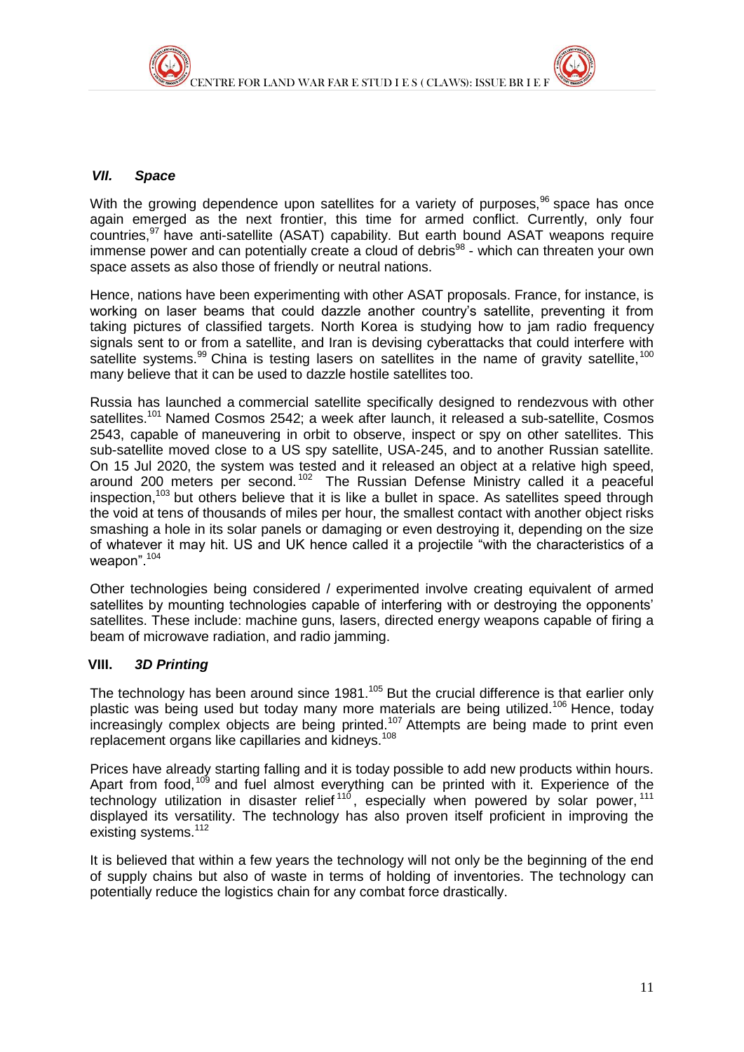### *VII. Space*

With the growing dependence upon satellites for a variety of purposes,[96] space has once again emerged as the next frontier, this time for armed conflict. Currently, only four countries,[97] have anti-satellite (ASAT) capability. But earth bound ASAT weapons require immense power and can potentially create a cloud of debris[98] - which can threaten your own space assets as also those of friendly or neutral nations.

Hence, nations have been experimenting with other ASAT proposals. France, for instance, is working on laser beams that could dazzle another country's satellite, preventing it from taking pictures of classified targets. North Korea is studying how to jam radio frequency signals sent to or from a satellite, and Iran is devising cyberattacks that could interfere with satellite systems.[99] China is testing lasers on satellites in the name of gravity satellite,[100] many believe that it can be used to dazzle hostile satellites too.

Russia has launched a commercial satellite specifically designed to rendezvous with other satellites.[101] Named Cosmos 2542; a week after launch, it released a sub-satellite, Cosmos 2543, capable of maneuvering in orbit to observe, inspect or spy on other satellites. This sub-satellite moved close to a US spy satellite, USA-245, and to another Russian satellite. On 15 Jul 2020, the system was tested and it released an object at a relative high speed, around 200 meters per second.[102] The Russian Defense Ministry called it a peaceful inspection,[103] but others believe that it is like a bullet in space. As satellites speed through the void at tens of thousands of miles per hour, the smallest contact with another object risks smashing a hole in its solar panels or damaging or even destroying it, depending on the size of whatever it may hit. US and UK hence called it a projectile "with the characteristics of a weapon".[104]

Other technologies being considered / experimented involve creating equivalent of armed satellites by mounting technologies capable of interfering with or destroying the opponents' satellites. These include: machine guns, lasers, directed energy weapons capable of firing a beam of microwave radiation, and radio jamming.

### VIII. *3D Printing*

The technology has been around since 1981.[105] But the crucial difference is that earlier only plastic was being used but today many more materials are being utilized.[106] Hence, today increasingly complex objects are being printed.[107] Attempts are being made to print even replacement organs like capillaries and kidneys.[108]

Prices have already starting falling and it is today possible to add new products within hours. Apart from food,[109] and fuel almost everything can be printed with it. Experience of the technology utilization in disaster relief[110], especially when powered by solar power,[111] displayed its versatility. The technology has also proven itself proficient in improving the existing systems.[112]

It is believed that within a few years the technology will not only be the beginning of the end of supply chains but also of waste in terms of holding of inventories. The technology can potentially reduce the logistics chain for any combat force drastically.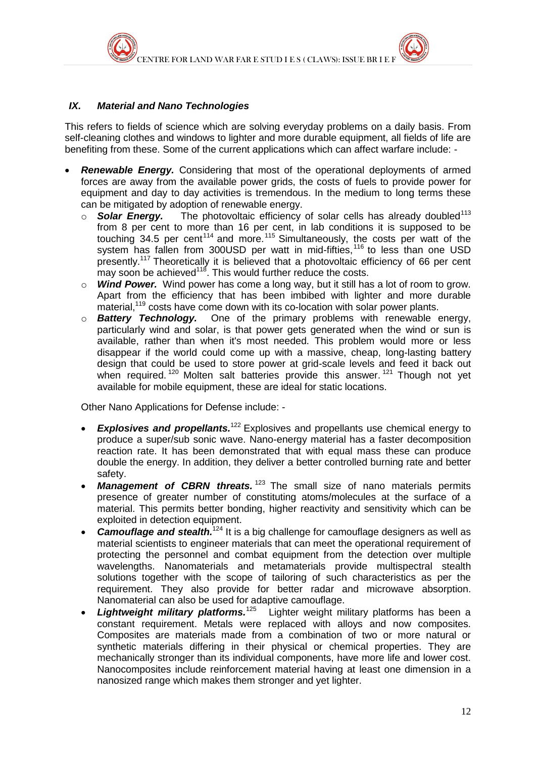### *IX. Material and Nano Technologies*

This refers to fields of science which are solving everyday problems on a daily basis. From self-cleaning clothes and windows to lighter and more durable equipment, all fields of life are benefiting from these. Some of the current applications which can affect warfare include: -

- ***Renewable Energy.*** Considering that most of the operational deployments of armed forces are away from the available power grids, the costs of fuels to provide power for equipment and day to day activities is tremendous. In the medium to long terms these can be mitigated by adoption of renewable energy.
  - ***Solar Energy.*** The photovoltaic efficiency of solar cells has already doubled[113] from 8 per cent to more than 16 per cent, in lab conditions it is supposed to be touching 34.5 per cent[114] and more.[115] Simultaneously, the costs per watt of the system has fallen from 300USD per watt in mid-fifties,[116] to less than one USD presently.[117] Theoretically it is believed that a photovoltaic efficiency of 66 per cent may soon be achieved[118]. This would further reduce the costs.
  - ***Wind Power.*** Wind power has come a long way, but it still has a lot of room to grow. Apart from the efficiency that has been imbibed with lighter and more durable material,[119] costs have come down with its co-location with solar power plants.
  - ***Battery Technology.*** One of the primary problems with renewable energy, particularly wind and solar, is that power gets generated when the wind or sun is available, rather than when it's most needed. This problem would more or less disappear if the world could come up with a massive, cheap, long-lasting battery design that could be used to store power at grid-scale levels and feed it back out when required.[120] Molten salt batteries provide this answer.[121] Though not yet available for mobile equipment, these are ideal for static locations.

  Other Nano Applications for Defense include: -

  - ***Explosives and propellants.***[122] Explosives and propellants use chemical energy to produce a super/sub sonic wave. Nano-energy material has a faster decomposition reaction rate. It has been demonstrated that with equal mass these can produce double the energy. In addition, they deliver a better controlled burning rate and better safety.
  - ***Management of CBRN threats.***[123] The small size of nano materials permits presence of greater number of constituting atoms/molecules at the surface of a material. This permits better bonding, higher reactivity and sensitivity which can be exploited in detection equipment.
  - ***Camouflage and stealth.***[124] It is a big challenge for camouflage designers as well as material scientists to engineer materials that can meet the operational requirement of protecting the personnel and combat equipment from the detection over multiple wavelengths. Nanomaterials and metamaterials provide multispectral stealth solutions together with the scope of tailoring of such characteristics as per the requirement. They also provide for better radar and microwave absorption. Nanomaterial can also be used for adaptive camouflage.
  - ***Lightweight military platforms.***[125] Lighter weight military platforms has been a constant requirement. Metals were replaced with alloys and now composites. Composites are materials made from a combination of two or more natural or synthetic materials differing in their physical or chemical properties. They are mechanically stronger than its individual components, have more life and lower cost. Nanocomposites include reinforcement material having at least one dimension in a nanosized range which makes them stronger and yet lighter.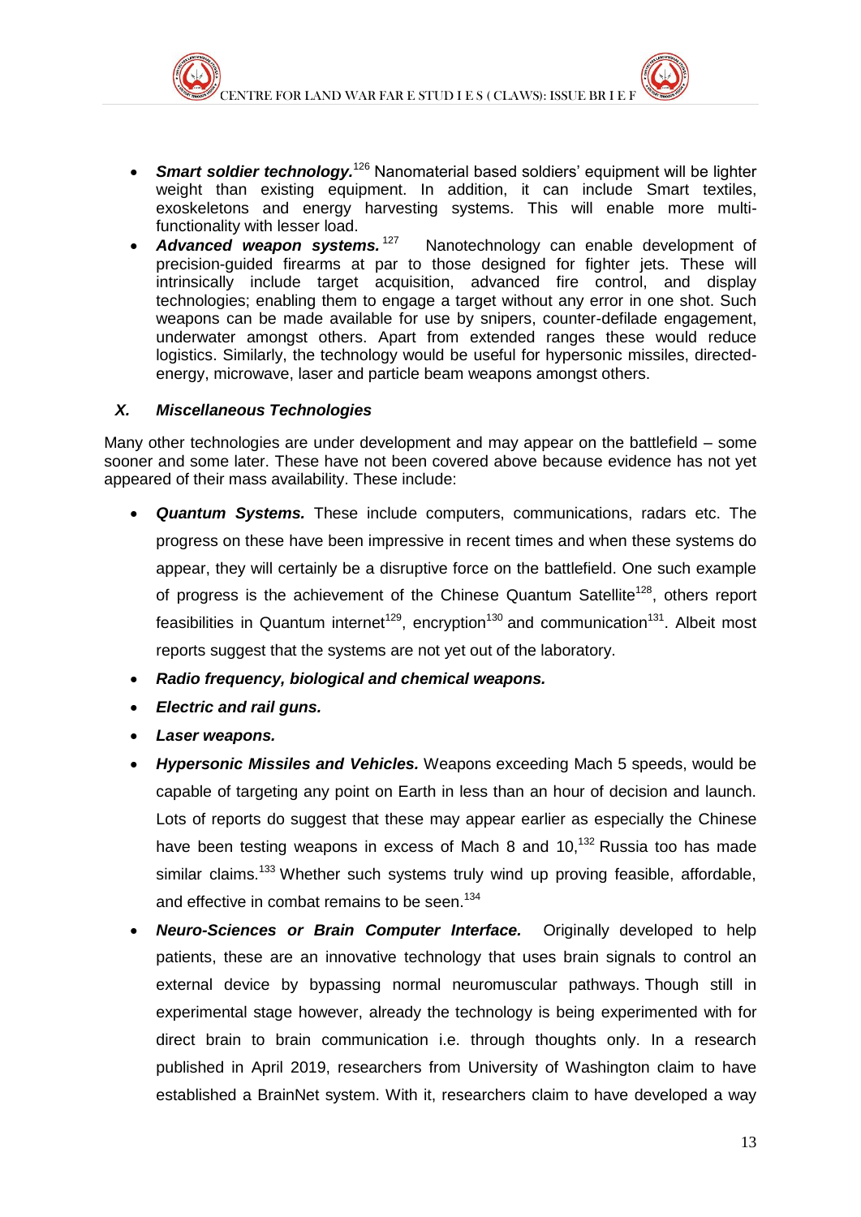- ***Smart soldier technology.***[126] Nanomaterial based soldiers' equipment will be lighter weight than existing equipment. In addition, it can include Smart textiles, exoskeletons and energy harvesting systems. This will enable more multi-functionality with lesser load.
- ***Advanced weapon systems.***[127] Nanotechnology can enable development of precision-guided firearms at par to those designed for fighter jets. These will intrinsically include target acquisition, advanced fire control, and display technologies; enabling them to engage a target without any error in one shot. Such weapons can be made available for use by snipers, counter-defilade engagement, underwater amongst others. Apart from extended ranges these would reduce logistics. Similarly, the technology would be useful for hypersonic missiles, directed-energy, microwave, laser and particle beam weapons amongst others.

### *X. Miscellaneous Technologies*

Many other technologies are under development and may appear on the battlefield – some sooner and some later. These have not been covered above because evidence has not yet appeared of their mass availability. These include:

- ***Quantum Systems.*** These include computers, communications, radars etc. The progress on these have been impressive in recent times and when these systems do appear, they will certainly be a disruptive force on the battlefield. One such example of progress is the achievement of the Chinese Quantum Satellite[128], others report feasibilities in Quantum internet[129], encryption[130] and communication[131]. Albeit most reports suggest that the systems are not yet out of the laboratory.
- ***Radio frequency, biological and chemical weapons.***
- ***Electric and rail guns.***
- ***Laser weapons.***
- ***Hypersonic Missiles and Vehicles.*** Weapons exceeding Mach 5 speeds, would be capable of targeting any point on Earth in less than an hour of decision and launch. Lots of reports do suggest that these may appear earlier as especially the Chinese have been testing weapons in excess of Mach 8 and 10,[132] Russia too has made similar claims.[133] Whether such systems truly wind up proving feasible, affordable, and effective in combat remains to be seen.[134]
- ***Neuro-Sciences or Brain Computer Interface.*** Originally developed to help patients, these are an innovative technology that uses brain signals to control an external device by bypassing normal neuromuscular pathways. Though still in experimental stage however, already the technology is being experimented with for direct brain to brain communication i.e. through thoughts only. In a research published in April 2019, researchers from University of Washington claim to have established a BrainNet system. With it, researchers claim to have developed a way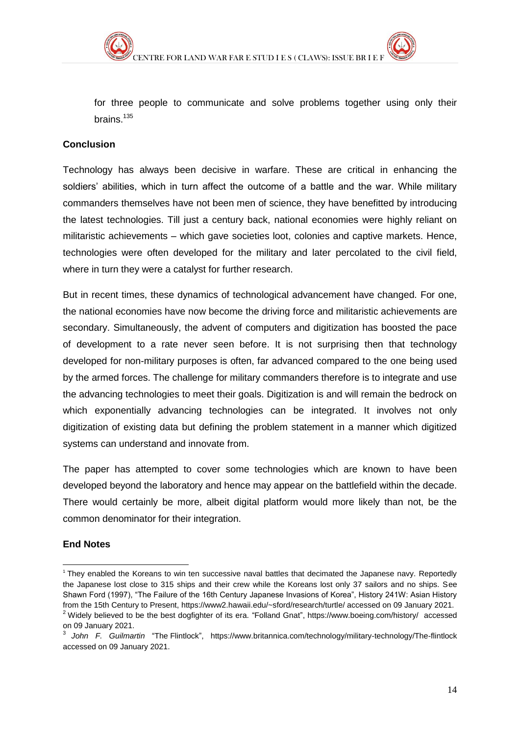for three people to communicate and solve problems together using only their brains.[135]

**Conclusion**

Technology has always been decisive in warfare. These are critical in enhancing the soldiers' abilities, which in turn affect the outcome of a battle and the war. While military commanders themselves have not been men of science, they have benefitted by introducing the latest technologies. Till just a century back, national economies were highly reliant on militaristic achievements – which gave societies loot, colonies and captive markets. Hence, technologies were often developed for the military and later percolated to the civil field, where in turn they were a catalyst for further research.

But in recent times, these dynamics of technological advancement have changed. For one, the national economies have now become the driving force and militaristic achievements are secondary. Simultaneously, the advent of computers and digitization has boosted the pace of development to a rate never seen before. It is not surprising then that technology developed for non-military purposes is often, far advanced compared to the one being used by the armed forces. The challenge for military commanders therefore is to integrate and use the advancing technologies to meet their goals. Digitization is and will remain the bedrock on which exponentially advancing technologies can be integrated. It involves not only digitization of existing data but defining the problem statement in a manner which digitized systems can understand and innovate from.

The paper has attempted to cover some technologies which are known to have been developed beyond the laboratory and hence may appear on the battlefield within the decade. There would certainly be more, albeit digital platform would more likely than not, be the common denominator for their integration.

**End Notes**

[1] They enabled the Koreans to win ten successive naval battles that decimated the Japanese navy. Reportedly the Japanese lost close to 315 ships and their crew while the Koreans lost only 37 sailors and no ships. See Shawn Ford (1997), "The Failure of the 16th Century Japanese Invasions of Korea", History 241W: Asian History from the 15th Century to Present, https://www2.hawaii.edu/~sford/research/turtle/ accessed on 09 January 2021.

[2] Widely believed to be the best dogfighter of its era. "Folland Gnat", https://www.boeing.com/history/ accessed on 09 January 2021.

[3] *John F. Guilmartin* "The Flintlock", https://www.britannica.com/technology/military-technology/The-flintlock accessed on 09 January 2021.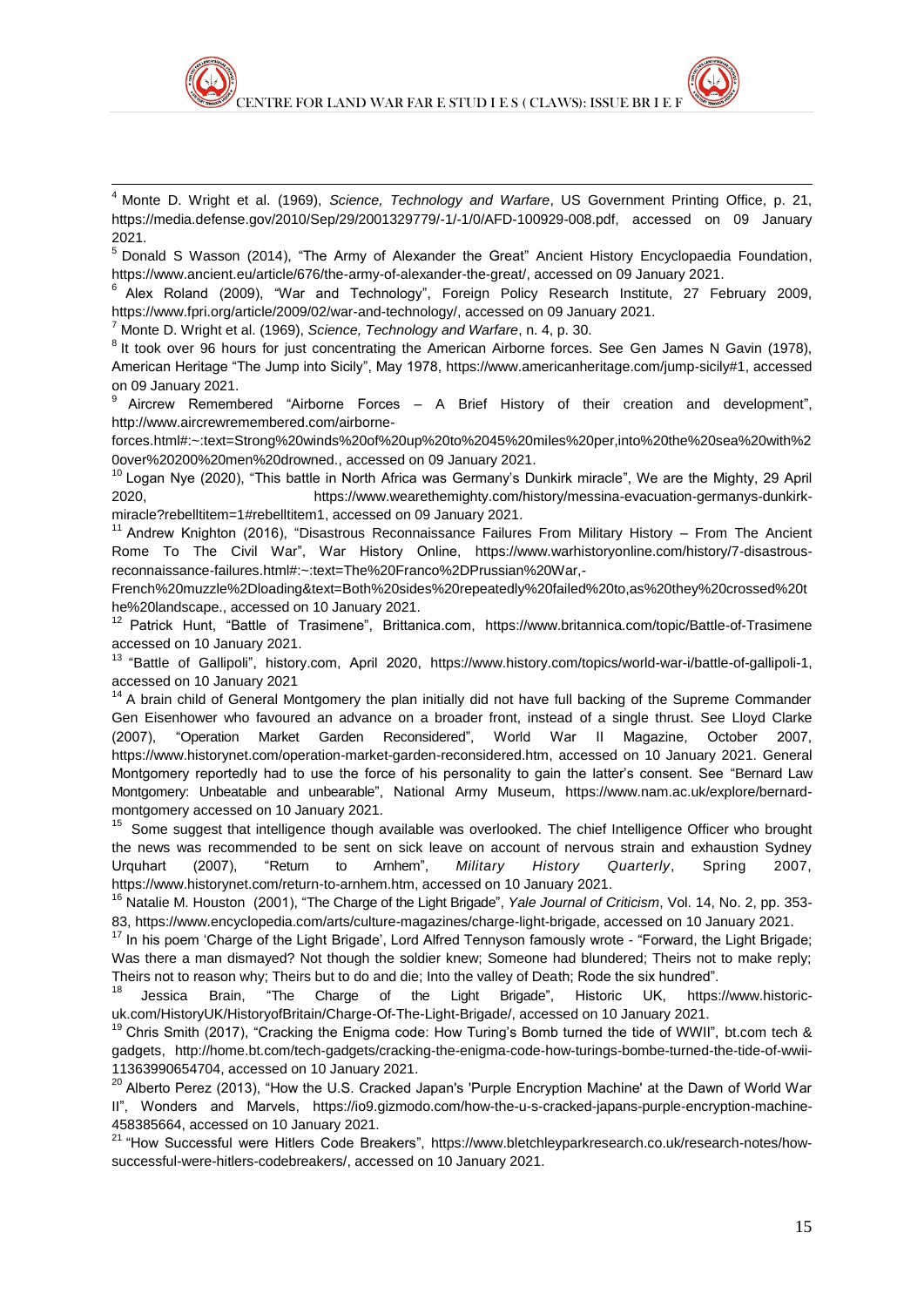[4] Monte D. Wright et al. (1969), *Science, Technology and Warfare*, US Government Printing Office, p. 21, https://media.defense.gov/2010/Sep/29/2001329779/-1/-1/0/AFD-100929-008.pdf, accessed on 09 January 2021.

[5] Donald S Wasson (2014), "The Army of Alexander the Great" Ancient History Encyclopaedia Foundation, https://www.ancient.eu/article/676/the-army-of-alexander-the-great/, accessed on 09 January 2021.

[6] Alex Roland (2009), "War and Technology", Foreign Policy Research Institute, 27 February 2009, https://www.fpri.org/article/2009/02/war-and-technology/, accessed on 09 January 2021.

[7] Monte D. Wright et al. (1969), *Science, Technology and Warfare*, n. 4, p. 30.

[8] It took over 96 hours for just concentrating the American Airborne forces. See Gen James N Gavin (1978), American Heritage "The Jump into Sicily", May 1978, https://www.americanheritage.com/jump-sicily#1, accessed on 09 January 2021.

[9] Aircrew Remembered "Airborne Forces – A Brief History of their creation and development", http://www.aircrewremembered.com/airborne-forces.html#:~:text=Strong%20winds%20of%20up%20to%2045%20miles%20per,into%20the%20sea%20with%20over%20200%20men%20drowned., accessed on 09 January 2021.

[10] Logan Nye (2020), "This battle in North Africa was Germany's Dunkirk miracle", We are the Mighty, 29 April 2020, https://www.wearethemighty.com/history/messina-evacuation-germanys-dunkirk-miracle?rebelltitem=1#rebelltitem1, accessed on 09 January 2021.

[11] Andrew Knighton (2016), "Disastrous Reconnaissance Failures From Military History – From The Ancient Rome To The Civil War", War History Online, https://www.warhistoryonline.com/history/7-disastrous-reconnaissance-failures.html#:~:text=The%20Franco%2DPrussian%20War,-French%20muzzle%2Dloading&text=Both%20sides%20repeatedly%20failed%20to,as%20they%20crossed%20the%20landscape., accessed on 10 January 2021.

[12] Patrick Hunt, "Battle of Trasimene", Brittanica.com, https://www.britannica.com/topic/Battle-of-Trasimene accessed on 10 January 2021.

[13] "Battle of Gallipoli", history.com, April 2020, https://www.history.com/topics/world-war-i/battle-of-gallipoli-1, accessed on 10 January 2021

[14] A brain child of General Montgomery the plan initially did not have full backing of the Supreme Commander Gen Eisenhower who favoured an advance on a broader front, instead of a single thrust. See Lloyd Clarke (2007), "Operation Market Garden Reconsidered", World War II Magazine, October 2007, https://www.historynet.com/operation-market-garden-reconsidered.htm, accessed on 10 January 2021. General Montgomery reportedly had to use the force of his personality to gain the latter's consent. See "Bernard Law Montgomery: Unbeatable and unbearable", National Army Museum, https://www.nam.ac.uk/explore/bernard-montgomery accessed on 10 January 2021.

[15] Some suggest that intelligence though available was overlooked. The chief Intelligence Officer who brought the news was recommended to be sent on sick leave on account of nervous strain and exhaustion Sydney Urquhart (2007), "Return to Arnhem", *Military History Quarterly*, Spring 2007, https://www.historynet.com/return-to-arnhem.htm, accessed on 10 January 2021.

[16] Natalie M. Houston (2001), "The Charge of the Light Brigade", *Yale Journal of Criticism*, Vol. 14, No. 2, pp. 353-83, https://www.encyclopedia.com/arts/culture-magazines/charge-light-brigade, accessed on 10 January 2021.

[17] In his poem 'Charge of the Light Brigade', Lord Alfred Tennyson famously wrote - "Forward, the Light Brigade; Was there a man dismayed? Not though the soldier knew; Someone had blundered; Theirs not to make reply; Theirs not to reason why; Theirs but to do and die; Into the valley of Death; Rode the six hundred".

[18] Jessica Brain, "The Charge of the Light Brigade", Historic UK, https://www.historic-uk.com/HistoryUK/HistoryofBritain/Charge-Of-The-Light-Brigade/, accessed on 10 January 2021.

[19] Chris Smith (2017), "Cracking the Enigma code: How Turing's Bomb turned the tide of WWII", bt.com tech & gadgets, http://home.bt.com/tech-gadgets/cracking-the-enigma-code-how-turings-bombe-turned-the-tide-of-wwii-11363990654704, accessed on 10 January 2021.

[20] Alberto Perez (2013), "How the U.S. Cracked Japan's 'Purple Encryption Machine' at the Dawn of World War II", Wonders and Marvels, https://io9.gizmodo.com/how-the-u-s-cracked-japans-purple-encryption-machine-458385664, accessed on 10 January 2021.

[21] "How Successful were Hitlers Code Breakers", https://www.bletchleyparkresearch.co.uk/research-notes/how-successful-were-hitlers-codebreakers/, accessed on 10 January 2021.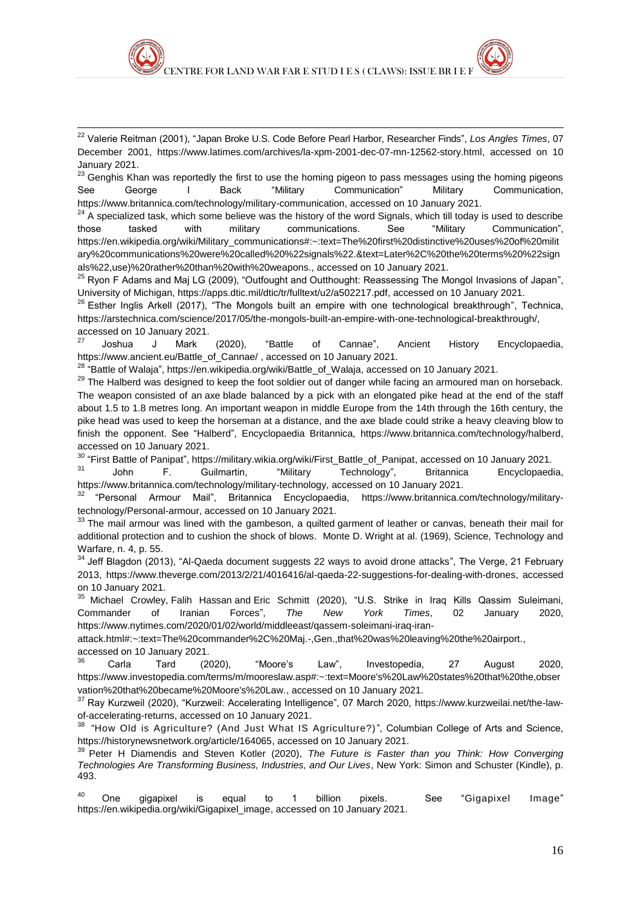[22] Valerie Reitman (2001), "Japan Broke U.S. Code Before Pearl Harbor, Researcher Finds", *Los Angles Times*, 07 December 2001, https://www.latimes.com/archives/la-xpm-2001-dec-07-mn-12562-story.html, accessed on 10 January 2021.

[23] Genghis Khan was reportedly the first to use the homing pigeon to pass messages using the homing pigeons See George I Back "Military Communication" Military Communication, https://www.britannica.com/technology/military-communication, accessed on 10 January 2021.

[24] A specialized task, which some believe was the history of the word Signals, which till today is used to describe those tasked with military communications. See "Military Communication", https://en.wikipedia.org/wiki/Military_communications#:~:text=The%20first%20distinctive%20uses%20of%20military%20communications%20were%20called%20%22signals%22.&text=Later%2C%20the%20terms%20%22signals%22,use)%20rather%20than%20with%20weapons., accessed on 10 January 2021.

[25] Ryon F Adams and Maj LG (2009), "Outfought and Outthought: Reassessing The Mongol Invasions of Japan", University of Michigan, https://apps.dtic.mil/dtic/tr/fulltext/u2/a502217.pdf, accessed on 10 January 2021.

[26] Esther Inglis Arkell (2017), "The Mongols built an empire with one technological breakthrough", Technica, https://arstechnica.com/science/2017/05/the-mongols-built-an-empire-with-one-technological-breakthrough/, accessed on 10 January 2021.

[27] Joshua J Mark (2020), "Battle of Cannae", Ancient History Encyclopaedia, https://www.ancient.eu/Battle_of_Cannae/ , accessed on 10 January 2021.

[28] "Battle of Walaja", https://en.wikipedia.org/wiki/Battle_of_Walaja, accessed on 10 January 2021.

[29] The Halberd was designed to keep the foot soldier out of danger while facing an armoured man on horseback. The weapon consisted of an axe blade balanced by a pick with an elongated pike head at the end of the staff about 1.5 to 1.8 metres long. An important weapon in middle Europe from the 14th through the 16th century, the pike head was used to keep the horseman at a distance, and the axe blade could strike a heavy cleaving blow to finish the opponent. See "Halberd", Encyclopaedia Britannica, https://www.britannica.com/technology/halberd, accessed on 10 January 2021.

[30] "First Battle of Panipat", https://military.wikia.org/wiki/First_Battle_of_Panipat, accessed on 10 January 2021.

[31] John F. Guilmartin, "Military Technology", Britannica Encyclopaedia, https://www.britannica.com/technology/military-technology, accessed on 10 January 2021.

[32] "Personal Armour Mail", Britannica Encyclopaedia, https://www.britannica.com/technology/military-technology/Personal-armour, accessed on 10 January 2021.

[33] The mail armour was lined with the gambeson, a quilted garment of leather or canvas, beneath their mail for additional protection and to cushion the shock of blows. Monte D. Wright at al. (1969), Science, Technology and Warfare, n. 4, p. 55.

[34] Jeff Blagdon (2013), "Al-Qaeda document suggests 22 ways to avoid drone attacks", The Verge, 21 February 2013, https://www.theverge.com/2013/2/21/4016416/al-qaeda-22-suggestions-for-dealing-with-drones, accessed on 10 January 2021.

[35] Michael Crowley, Falih Hassan and Eric Schmitt (2020), "U.S. Strike in Iraq Kills Qassim Suleimani, Commander of Iranian Forces", *The New York Times*, 02 January 2020, https://www.nytimes.com/2020/01/02/world/middleeast/qassem-soleimani-iraq-iran-attack.html#:~:text=The%20commander%2C%20Maj.-,Gen.,that%20was%20leaving%20the%20airport., accessed on 10 January 2021.

[36] Carla Tard (2020), "Moore's Law", Investopedia, 27 August 2020, https://www.investopedia.com/terms/m/mooreslaw.asp#:~:text=Moore's%20Law%20states%20that%20the,observation%20that%20became%20Moore's%20Law., accessed on 10 January 2021.

[37] Ray Kurzweil (2020), "Kurzweil: Accelerating Intelligence", 07 March 2020, https://www.kurzweilai.net/the-law-of-accelerating-returns, accessed on 10 January 2021.

[38] "How Old is Agriculture? (And Just What IS Agriculture?)", Columbian College of Arts and Science, https://historynewsnetwork.org/article/164065, accessed on 10 January 2021.

[39] Peter H Diamendis and Steven Kotler (2020), *The Future is Faster than you Think: How Converging Technologies Are Transforming Business, Industries, and Our Lives*, New York: Simon and Schuster (Kindle), p. 493.

[40] One gigapixel is equal to 1 billion pixels. See "Gigapixel Image" https://en.wikipedia.org/wiki/Gigapixel_image, accessed on 10 January 2021.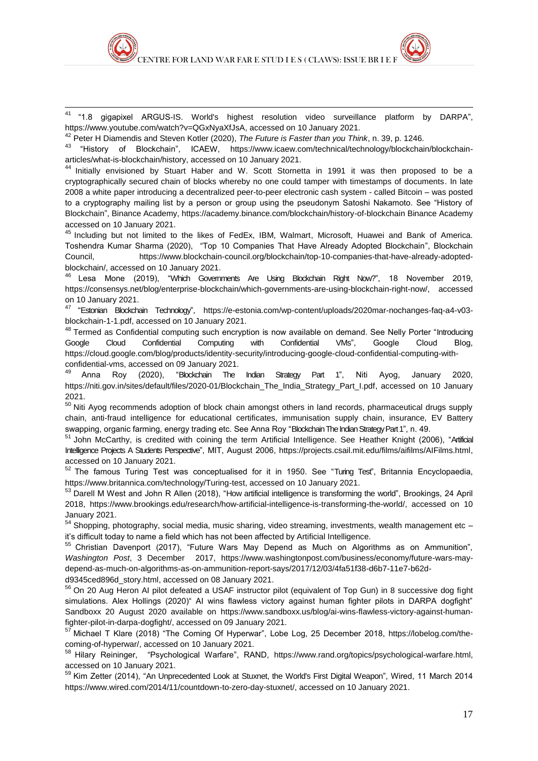[41] "1.8 gigapixel ARGUS-IS. World's highest resolution video surveillance platform by DARPA", https://www.youtube.com/watch?v=QGxNyaXfJsA, accessed on 10 January 2021.

[42] Peter H Diamendis and Steven Kotler (2020), *The Future is Faster than you Think*, n. 39, p. 1246.

[43] "History of Blockchain", ICAEW, https://www.icaew.com/technical/technology/blockchain/blockchain-articles/what-is-blockchain/history, accessed on 10 January 2021.

[44] Initially envisioned by Stuart Haber and W. Scott Stornetta in 1991 it was then proposed to be a cryptographically secured chain of blocks whereby no one could tamper with timestamps of documents. In late 2008 a white paper introducing a decentralized peer-to-peer electronic cash system - called Bitcoin – was posted to a cryptography mailing list by a person or group using the pseudonym Satoshi Nakamoto. See "History of Blockchain", Binance Academy, https://academy.binance.com/blockchain/history-of-blockchain Binance Academy accessed on 10 January 2021.

[45] Including but not limited to the likes of FedEx, IBM, Walmart, Microsoft, Huawei and Bank of America. Toshendra Kumar Sharma (2020), "Top 10 Companies That Have Already Adopted Blockchain", Blockchain Council, https://www.blockchain-council.org/blockchain/top-10-companies-that-have-already-adopted-blockchain/, accessed on 10 January 2021.

[46] Lesa Mone (2019), "Which Governments Are Using Blockchain Right Now?", 18 November 2019, https://consensys.net/blog/enterprise-blockchain/which-governments-are-using-blockchain-right-now/, accessed on 10 January 2021.

[47] "Estonian Blockchain Technology", https://e-estonia.com/wp-content/uploads/2020mar-nochanges-faq-a4-v03-blockchain-1-1.pdf, accessed on 10 January 2021.

[48] Termed as Confidential computing such encryption is now available on demand. See Nelly Porter "Introducing Google Cloud Confidential Computing with Confidential VMs", Google Cloud Blog, https://cloud.google.com/blog/products/identity-security/introducing-google-cloud-confidential-computing-with-confidential-vms, accessed on 09 January 2021.

[49] Anna Roy (2020), "Blockchain The Indian Strategy Part 1", Niti Ayog, January 2020, https://niti.gov.in/sites/default/files/2020-01/Blockchain_The_India_Strategy_Part_I.pdf, accessed on 10 January 2021.

[50] Niti Ayog recommends adoption of block chain amongst others in land records, pharmaceutical drugs supply chain, anti-fraud intelligence for educational certificates, immunisation supply chain, insurance, EV Battery swapping, organic farming, energy trading etc. See Anna Roy "Blockchain The Indian Strategy Part 1", n. 49.

[51] John McCarthy, is credited with coining the term Artificial Intelligence. See Heather Knight (2006), "Artificial Intelligence Projects A Students Perspective", MIT, August 2006, https://projects.csail.mit.edu/films/aifilms/AIFilms.html, accessed on 10 January 2021.

[52] The famous Turing Test was conceptualised for it in 1950. See "Turing Test", Britannia Encyclopaedia, https://www.britannica.com/technology/Turing-test, accessed on 10 January 2021.

[53] Darell M West and John R Allen (2018), "How artificial intelligence is transforming the world", Brookings, 24 April 2018, https://www.brookings.edu/research/how-artificial-intelligence-is-transforming-the-world/, accessed on 10 January 2021.

[54] Shopping, photography, social media, music sharing, video streaming, investments, wealth management etc – it's difficult today to name a field which has not been affected by Artificial Intelligence.

[55] Christian Davenport (2017), "Future Wars May Depend as Much on Algorithms as on Ammunition", *Washington Post*, 3 December 2017, https://www.washingtonpost.com/business/economy/future-wars-may-depend-as-much-on-algorithms-as-on-ammunition-report-says/2017/12/03/4fa51f38-d6b7-11e7-b62d-d9345ced896d_story.html, accessed on 08 January 2021.

[56] On 20 Aug Heron AI pilot defeated a USAF instructor pilot (equivalent of Top Gun) in 8 successive dog fight simulations. Alex Hollings (2020)" AI wins flawless victory against human fighter pilots in DARPA dogfight" Sandboxx 20 August 2020 available on https://www.sandboxx.us/blog/ai-wins-flawless-victory-against-human-fighter-pilot-in-darpa-dogfight/, accessed on 09 January 2021.

[57] Michael T Klare (2018) "The Coming Of Hyperwar", Lobe Log, 25 December 2018, https://lobelog.com/the-coming-of-hyperwar/, accessed on 10 January 2021.

[58] Hilary Reininger, "Psychological Warfare", RAND, https://www.rand.org/topics/psychological-warfare.html, accessed on 10 January 2021.

[59] Kim Zetter (2014), "An Unprecedented Look at Stuxnet, the World's First Digital Weapon", Wired, 11 March 2014 https://www.wired.com/2014/11/countdown-to-zero-day-stuxnet/, accessed on 10 January 2021.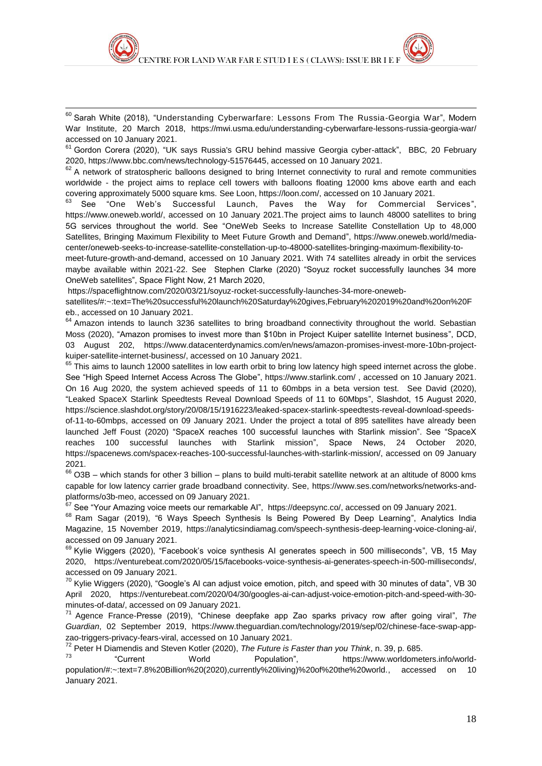[60] Sarah White (2018), "Understanding Cyberwarfare: Lessons From The Russia-Georgia War", Modern War Institute, 20 March 2018, https://mwi.usma.edu/understanding-cyberwarfare-lessons-russia-georgia-war/ accessed on 10 January 2021.

[61] Gordon Corera (2020), "UK says Russia's GRU behind massive Georgia cyber-attack", BBC, 20 February 2020, https://www.bbc.com/news/technology-51576445, accessed on 10 January 2021.

[62] A network of stratospheric balloons designed to bring Internet connectivity to rural and remote communities worldwide - the project aims to replace cell towers with balloons floating 12000 kms above earth and each covering approximately 5000 square kms. See Loon, https://loon.com/, accessed on 10 January 2021.

[63] See "One Web's Successful Launch, Paves the Way for Commercial Services", https://www.oneweb.world/, accessed on 10 January 2021.The project aims to launch 48000 satellites to bring 5G services throughout the world. See "OneWeb Seeks to Increase Satellite Constellation Up to 48,000 Satellites, Bringing Maximum Flexibility to Meet Future Growth and Demand", https://www.oneweb.world/media-center/oneweb-seeks-to-increase-satellite-constellation-up-to-48000-satellites-bringing-maximum-flexibility-to-meet-future-growth-and-demand, accessed on 10 January 2021. With 74 satellites already in orbit the services maybe available within 2021-22. See Stephen Clarke (2020) "Soyuz rocket successfully launches 34 more OneWeb satellites", Space Flight Now, 21 March 2020, https://spaceflightnow.com/2020/03/21/soyuz-rocket-successfully-launches-34-more-oneweb-satellites/#:~:text=The%20successful%20launch%20Saturday%20gives,February%202019%20and%20on%20Feb., accessed on 10 January 2021.

[64] Amazon intends to launch 3236 satellites to bring broadband connectivity throughout the world. Sebastian Moss (2020), "Amazon promises to invest more than $10bn in Project Kuiper satellite Internet business", DCD, 03 August 202, https://www.datacenterdynamics.com/en/news/amazon-promises-invest-more-10bn-project-kuiper-satellite-internet-business/, accessed on 10 January 2021.

[65] This aims to launch 12000 satellites in low earth orbit to bring low latency high speed internet across the globe. See "High Speed Internet Access Across The Globe", https://www.starlink.com/ , accessed on 10 January 2021. On 16 Aug 2020, the system achieved speeds of 11 to 60mbps in a beta version test. See David (2020), "Leaked SpaceX Starlink Speedtests Reveal Download Speeds of 11 to 60Mbps", Slashdot, 15 August 2020, https://science.slashdot.org/story/20/08/15/1916223/leaked-spacex-starlink-speedtests-reveal-download-speeds-of-11-to-60mbps, accessed on 09 January 2021. Under the project a total of 895 satellites have already been launched Jeff Foust (2020) "SpaceX reaches 100 successful launches with Starlink mission", Space News, 24 October 2020, https://spacenews.com/spacex-reaches-100-successful-launches-with-starlink-mission/, accessed on 09 January 2021.

[66] O3B – which stands for other 3 billion – plans to build multi-terabit satellite network at an altitude of 8000 kms capable for low latency carrier grade broadband connectivity. See, https://www.ses.com/networks/networks-and-platforms/o3b-meo, accessed on 09 January 2021.

[67] See "Your Amazing voice meets our remarkable AI", https://deepsync.co/, accessed on 09 January 2021.

[68] Ram Sagar (2019), "6 Ways Speech Synthesis Is Being Powered By Deep Learning", Analytics India Magazine, 15 November 2019, https://analyticsindiamag.com/speech-synthesis-deep-learning-voice-cloning-ai/, accessed on 09 January 2021.

[69] Kylie Wiggers (2020), "Facebook's voice synthesis AI generates speech in 500 milliseconds", VB, 15 May 2020, https://venturebeat.com/2020/05/15/facebooks-voice-synthesis-ai-generates-speech-in-500-milliseconds/, accessed on 09 January 2021.

[70] Kylie Wiggers (2020), "Google's AI can adjust voice emotion, pitch, and speed with 30 minutes of data", VB 30 April 2020, https://venturebeat.com/2020/04/30/googles-ai-can-adjust-voice-emotion-pitch-and-speed-with-30-minutes-of-data/, accessed on 09 January 2021.

[71] Agence France-Presse (2019), "Chinese deepfake app Zao sparks privacy row after going viral", *The Guardian*, 02 September 2019, https://www.theguardian.com/technology/2019/sep/02/chinese-face-swap-app-zao-triggers-privacy-fears-viral, accessed on 10 January 2021.

[72] Peter H Diamendis and Steven Kotler (2020), *The Future is Faster than you Think*, n. 39, p. 685.

[73] "Current World Population", https://www.worldometers.info/world-population/#:~:text=7.8%20Billion%20(2020),currently%20living)%20of%20the%20world., accessed on 10 January 2021.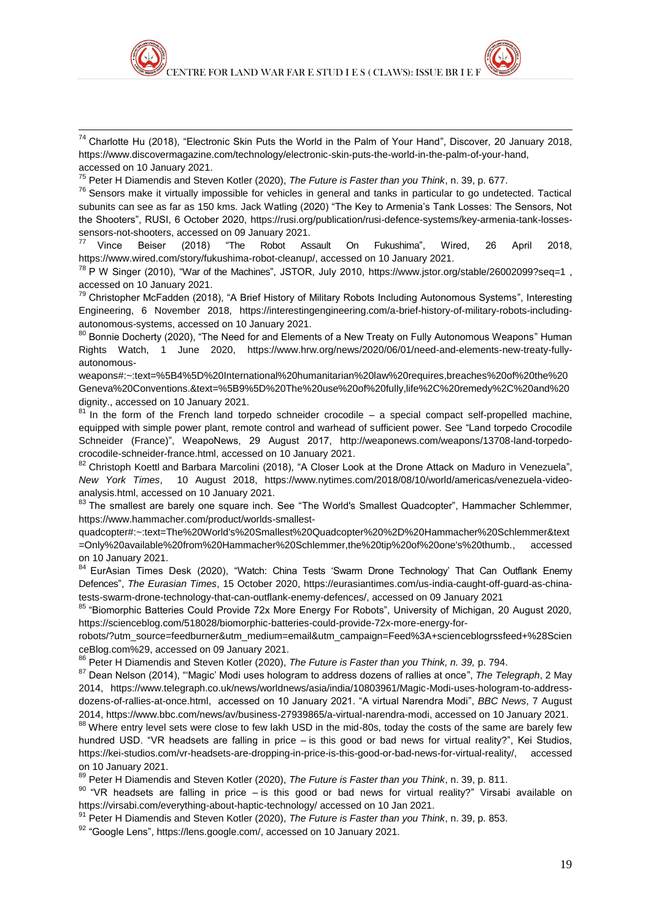[74] Charlotte Hu (2018), "Electronic Skin Puts the World in the Palm of Your Hand", Discover, 20 January 2018, https://www.discovermagazine.com/technology/electronic-skin-puts-the-world-in-the-palm-of-your-hand, accessed on 10 January 2021.

[75] Peter H Diamendis and Steven Kotler (2020), *The Future is Faster than you Think*, n. 39, p. 677.

[76] Sensors make it virtually impossible for vehicles in general and tanks in particular to go undetected. Tactical subunits can see as far as 150 kms. Jack Watling (2020) "The Key to Armenia's Tank Losses: The Sensors, Not the Shooters", RUSI, 6 October 2020, https://rusi.org/publication/rusi-defence-systems/key-armenia-tank-losses-sensors-not-shooters, accessed on 09 January 2021.

[77] Vince Beiser (2018) "The Robot Assault On Fukushima", Wired, 26 April 2018, https://www.wired.com/story/fukushima-robot-cleanup/, accessed on 10 January 2021.

[78] P W Singer (2010), "War of the Machines", JSTOR, July 2010, https://www.jstor.org/stable/26002099?seq=1 , accessed on 10 January 2021.

[79] Christopher McFadden (2018), "A Brief History of Military Robots Including Autonomous Systems", Interesting Engineering, 6 November 2018, https://interestingengineering.com/a-brief-history-of-military-robots-including-autonomous-systems, accessed on 10 January 2021.

[80] Bonnie Docherty (2020), "The Need for and Elements of a New Treaty on Fully Autonomous Weapons" Human Rights Watch, 1 June 2020, https://www.hrw.org/news/2020/06/01/need-and-elements-new-treaty-fully-autonomous-weapons#:~:text=%5B4%5D%20International%20humanitarian%20law%20requires,breaches%20of%20the%20Geneva%20Conventions.&text=%5B9%5D%20The%20use%20of%20fully,life%2C%20remedy%2C%20and%20dignity., accessed on 10 January 2021.

[81] In the form of the French land torpedo schneider crocodile – a special compact self-propelled machine, equipped with simple power plant, remote control and warhead of sufficient power. See "Land torpedo Crocodile Schneider (France)", WeapoNews, 29 August 2017, http://weaponews.com/weapons/13708-land-torpedo-crocodile-schneider-france.html, accessed on 10 January 2021.

[82] Christoph Koettl and Barbara Marcolini (2018), "A Closer Look at the Drone Attack on Maduro in Venezuela", *New York Times*, 10 August 2018, https://www.nytimes.com/2018/08/10/world/americas/venezuela-video-analysis.html, accessed on 10 January 2021.

[83] The smallest are barely one square inch. See "The World's Smallest Quadcopter", Hammacher Schlemmer, https://www.hammacher.com/product/worlds-smallest-quadcopter#:~:text=The%20World's%20Smallest%20Quadcopter%20%2D%20Hammacher%20Schlemmer&text=Only%20available%20from%20Hammacher%20Schlemmer,the%20tip%20of%20one's%20thumb., accessed on 10 January 2021.

[84] EurAsian Times Desk (2020), "Watch: China Tests 'Swarm Drone Technology' That Can Outflank Enemy Defences", *The Eurasian Times*, 15 October 2020, https://eurasiantimes.com/us-india-caught-off-guard-as-china-tests-swarm-drone-technology-that-can-outflank-enemy-defences/, accessed on 09 January 2021

[85] "Biomorphic Batteries Could Provide 72x More Energy For Robots", University of Michigan, 20 August 2020, https://scienceblog.com/518028/biomorphic-batteries-could-provide-72x-more-energy-for-robots/?utm_source=feedburner&utm_medium=email&utm_campaign=Feed%3A+scienceblogrssfeed+%28ScienceBlog.com%29, accessed on 09 January 2021.

[86] Peter H Diamendis and Steven Kotler (2020), *The Future is Faster than you Think, n. 39,* p. 794.

[87] Dean Nelson (2014), "'Magic' Modi uses hologram to address dozens of rallies at once", *The Telegraph*, 2 May 2014, https://www.telegraph.co.uk/news/worldnews/asia/india/10803961/Magic-Modi-uses-hologram-to-address-dozens-of-rallies-at-once.html, accessed on 10 January 2021. "A virtual Narendra Modi", *BBC News*, 7 August 2014, https://www.bbc.com/news/av/business-27939865/a-virtual-narendra-modi, accessed on 10 January 2021.

[88] Where entry level sets were close to few lakh USD in the mid-80s, today the costs of the same are barely few hundred USD. "VR headsets are falling in price – is this good or bad news for virtual reality?", Kei Studios, https://kei-studios.com/vr-headsets-are-dropping-in-price-is-this-good-or-bad-news-for-virtual-reality/, accessed on 10 January 2021.

[89] Peter H Diamendis and Steven Kotler (2020), *The Future is Faster than you Think*, n. 39, p. 811.

[90] "VR headsets are falling in price – is this good or bad news for virtual reality?" Virsabi available on https://virsabi.com/everything-about-haptic-technology/ accessed on 10 Jan 2021.

[91] Peter H Diamendis and Steven Kotler (2020), *The Future is Faster than you Think*, n. 39, p. 853.

[92] "Google Lens", https://lens.google.com/, accessed on 10 January 2021.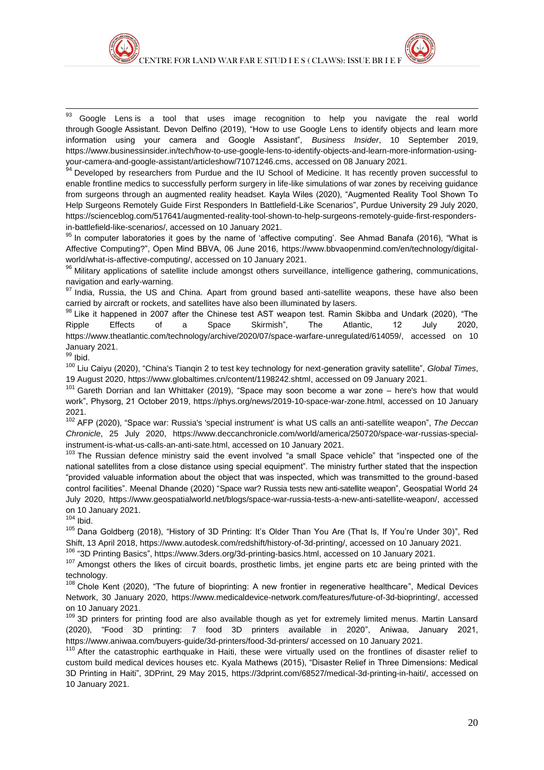[93] Google Lens is a tool that uses image recognition to help you navigate the real world through Google Assistant. Devon Delfino (2019), "How to use Google Lens to identify objects and learn more information using your camera and Google Assistant", *Business Insider*, 10 September 2019, https://www.businessinsider.in/tech/how-to-use-google-lens-to-identify-objects-and-learn-more-information-using-your-camera-and-google-assistant/articleshow/71071246.cms, accessed on 08 January 2021.

[94] Developed by researchers from Purdue and the IU School of Medicine. It has recently proven successful to enable frontline medics to successfully perform surgery in life-like simulations of war zones by receiving guidance from surgeons through an augmented reality headset. Kayla Wiles (2020), "Augmented Reality Tool Shown To Help Surgeons Remotely Guide First Responders In Battlefield-Like Scenarios", Purdue University 29 July 2020, https://scienceblog.com/517641/augmented-reality-tool-shown-to-help-surgeons-remotely-guide-first-responders-in-battlefield-like-scenarios/, accessed on 10 January 2021.

[95] In computer laboratories it goes by the name of 'affective computing'. See Ahmad Banafa (2016), "What is Affective Computing?", Open Mind BBVA, 06 June 2016, https://www.bbvaopenmind.com/en/technology/digital-world/what-is-affective-computing/, accessed on 10 January 2021.

[96] Military applications of satellite include amongst others surveillance, intelligence gathering, communications, navigation and early-warning.

[97] India, Russia, the US and China. Apart from ground based anti-satellite weapons, these have also been carried by aircraft or rockets, and satellites have also been illuminated by lasers.

[98] Like it happened in 2007 after the Chinese test AST weapon test. Ramin Skibba and Undark (2020), "The Ripple Effects of a Space Skirmish", The Atlantic, 12 July 2020, https://www.theatlantic.com/technology/archive/2020/07/space-warfare-unregulated/614059/, accessed on 10 January 2021.

[99] Ibid.

[100] Liu Caiyu (2020), "China's Tianqin 2 to test key technology for next-generation gravity satellite", *Global Times*, 19 August 2020, https://www.globaltimes.cn/content/1198242.shtml, accessed on 09 January 2021.

[101] Gareth Dorrian and Ian Whittaker (2019), "Space may soon become a war zone – here's how that would work", Physorg, 21 October 2019, https://phys.org/news/2019-10-space-war-zone.html, accessed on 10 January 2021.

[102] AFP (2020), "Space war: Russia's 'special instrument' is what US calls an anti-satellite weapon", *The Deccan Chronicle*, 25 July 2020, https://www.deccanchronicle.com/world/america/250720/space-war-russias-special-instrument-is-what-us-calls-an-anti-sate.html, accessed on 10 January 2021.

[103] The Russian defence ministry said the event involved "a small Space vehicle" that "inspected one of the national satellites from a close distance using special equipment". The ministry further stated that the inspection "provided valuable information about the object that was inspected, which was transmitted to the ground-based control facilities". Meenal Dhande (2020) "Space war? Russia tests new anti-satellite weapon", Geospatial World 24 July 2020, https://www.geospatialworld.net/blogs/space-war-russia-tests-a-new-anti-satellite-weapon/, accessed on 10 January 2021.

[104] Ibid.

[105] Dana Goldberg (2018), "History of 3D Printing: It's Older Than You Are (That Is, If You're Under 30)", Red Shift, 13 April 2018, https://www.autodesk.com/redshift/history-of-3d-printing/, accessed on 10 January 2021.

[106] "3D Printing Basics", https://www.3ders.org/3d-printing-basics.html, accessed on 10 January 2021.

[107] Amongst others the likes of circuit boards, prosthetic limbs, jet engine parts etc are being printed with the technology.

[108] Chole Kent (2020), "The future of bioprinting: A new frontier in regenerative healthcare", Medical Devices Network, 30 January 2020, https://www.medicaldevice-network.com/features/future-of-3d-bioprinting/, accessed on 10 January 2021.

[109] 3D printers for printing food are also available though as yet for extremely limited menus. Martin Lansard (2020), "Food 3D printing: 7 food 3D printers available in 2020", Aniwaa, January 2021, https://www.aniwaa.com/buyers-guide/3d-printers/food-3d-printers/ accessed on 10 January 2021.

[110] After the catastrophic earthquake in Haiti, these were virtually used on the frontlines of disaster relief to custom build medical devices houses etc. Kyala Mathews (2015), "Disaster Relief in Three Dimensions: Medical 3D Printing in Haiti", 3DPrint, 29 May 2015, https://3dprint.com/68527/medical-3d-printing-in-haiti/, accessed on 10 January 2021.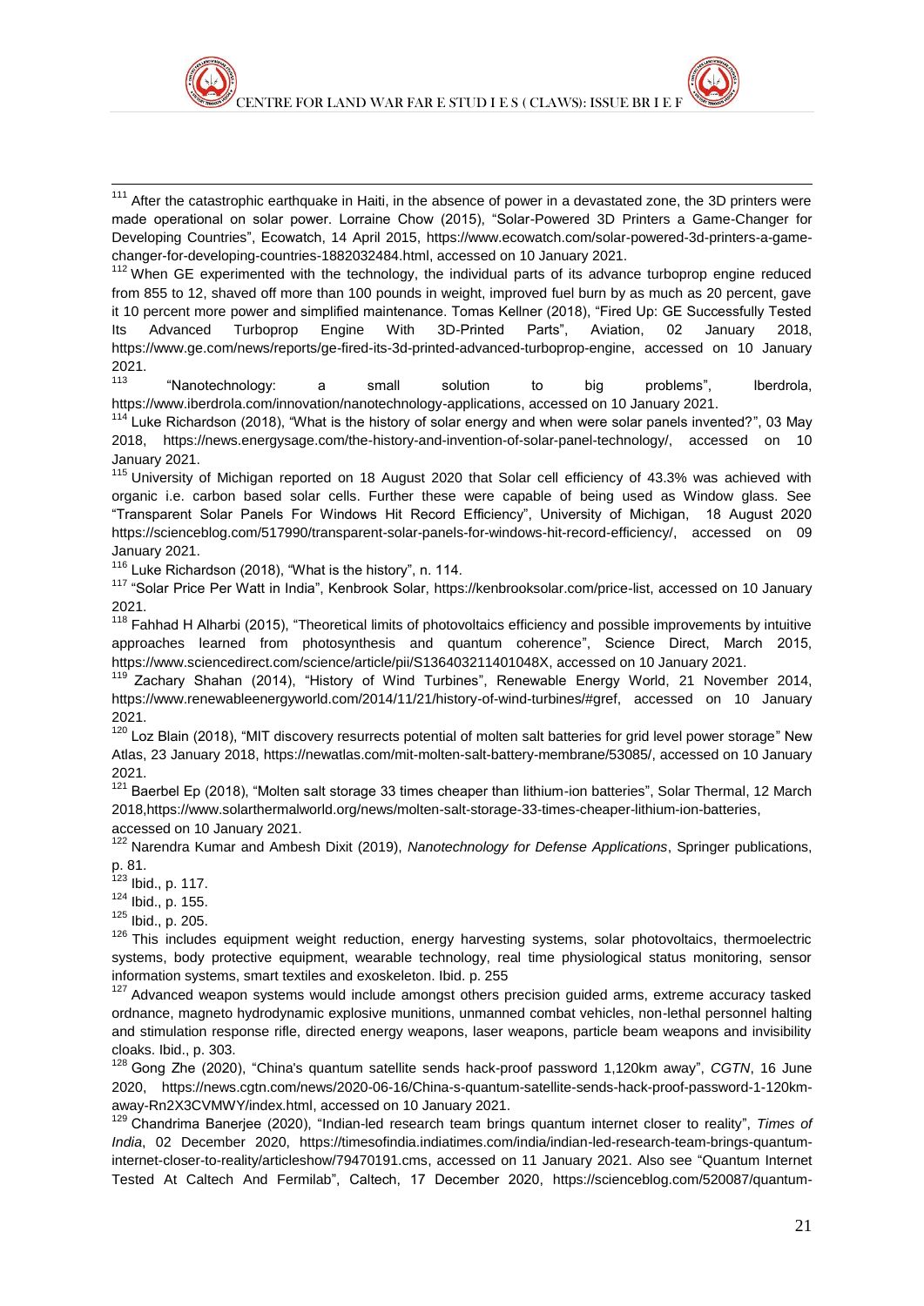[111] After the catastrophic earthquake in Haiti, in the absence of power in a devastated zone, the 3D printers were made operational on solar power. Lorraine Chow (2015), "Solar-Powered 3D Printers a Game-Changer for Developing Countries", Ecowatch, 14 April 2015, https://www.ecowatch.com/solar-powered-3d-printers-a-game-changer-for-developing-countries-1882032484.html, accessed on 10 January 2021.

[112] When GE experimented with the technology, the individual parts of its advance turboprop engine reduced from 855 to 12, shaved off more than 100 pounds in weight, improved fuel burn by as much as 20 percent, gave it 10 percent more power and simplified maintenance. Tomas Kellner (2018), "Fired Up: GE Successfully Tested Its Advanced Turboprop Engine With 3D-Printed Parts", Aviation, 02 January 2018, https://www.ge.com/news/reports/ge-fired-its-3d-printed-advanced-turboprop-engine, accessed on 10 January 2021.

[113] "Nanotechnology: a small solution to big problems", Iberdrola, https://www.iberdrola.com/innovation/nanotechnology-applications, accessed on 10 January 2021.

[114] Luke Richardson (2018), "What is the history of solar energy and when were solar panels invented?", 03 May 2018, https://news.energysage.com/the-history-and-invention-of-solar-panel-technology/, accessed on 10 January 2021.

[115] University of Michigan reported on 18 August 2020 that Solar cell efficiency of 43.3% was achieved with organic i.e. carbon based solar cells. Further these were capable of being used as Window glass. See "Transparent Solar Panels For Windows Hit Record Efficiency", University of Michigan, 18 August 2020 https://scienceblog.com/517990/transparent-solar-panels-for-windows-hit-record-efficiency/, accessed on 09 January 2021.

[116] Luke Richardson (2018), "What is the history", n. 114.

[117] "Solar Price Per Watt in India", Kenbrook Solar, https://kenbrooksolar.com/price-list, accessed on 10 January 2021.

[118] Fahhad H Alharbi (2015), "Theoretical limits of photovoltaics efficiency and possible improvements by intuitive approaches learned from photosynthesis and quantum coherence", Science Direct, March 2015, https://www.sciencedirect.com/science/article/pii/S136403211401048X, accessed on 10 January 2021.

[119] Zachary Shahan (2014), "History of Wind Turbines", Renewable Energy World, 21 November 2014, https://www.renewableenergyworld.com/2014/11/21/history-of-wind-turbines/#gref, accessed on 10 January 2021.

[120] Loz Blain (2018), "MIT discovery resurrects potential of molten salt batteries for grid level power storage" New Atlas, 23 January 2018, https://newatlas.com/mit-molten-salt-battery-membrane/53085/, accessed on 10 January 2021.

[121] Baerbel Ep (2018), "Molten salt storage 33 times cheaper than lithium-ion batteries", Solar Thermal, 12 March 2018,https://www.solarthermalworld.org/news/molten-salt-storage-33-times-cheaper-lithium-ion-batteries, accessed on 10 January 2021.

[122] Narendra Kumar and Ambesh Dixit (2019), *Nanotechnology for Defense Applications*, Springer publications, p. 81.

[123] Ibid., p. 117.

[124] Ibid., p. 155.

[125] Ibid., p. 205.

[126] This includes equipment weight reduction, energy harvesting systems, solar photovoltaics, thermoelectric systems, body protective equipment, wearable technology, real time physiological status monitoring, sensor information systems, smart textiles and exoskeleton. Ibid. p. 255

[127] Advanced weapon systems would include amongst others precision guided arms, extreme accuracy tasked ordnance, magneto hydrodynamic explosive munitions, unmanned combat vehicles, non-lethal personnel halting and stimulation response rifle, directed energy weapons, laser weapons, particle beam weapons and invisibility cloaks. Ibid., p. 303.

[128] Gong Zhe (2020), "China's quantum satellite sends hack-proof password 1,120km away", *CGTN*, 16 June 2020, https://news.cgtn.com/news/2020-06-16/China-s-quantum-satellite-sends-hack-proof-password-1-120km-away-Rn2X3CVMWY/index.html, accessed on 10 January 2021.

[129] Chandrima Banerjee (2020), "Indian-led research team brings quantum internet closer to reality", *Times of India*, 02 December 2020, https://timesofindia.indiatimes.com/india/indian-led-research-team-brings-quantum-internet-closer-to-reality/articleshow/79470191.cms, accessed on 11 January 2021. Also see "Quantum Internet Tested At Caltech And Fermilab", Caltech, 17 December 2020, https://scienceblog.com/520087/quantum-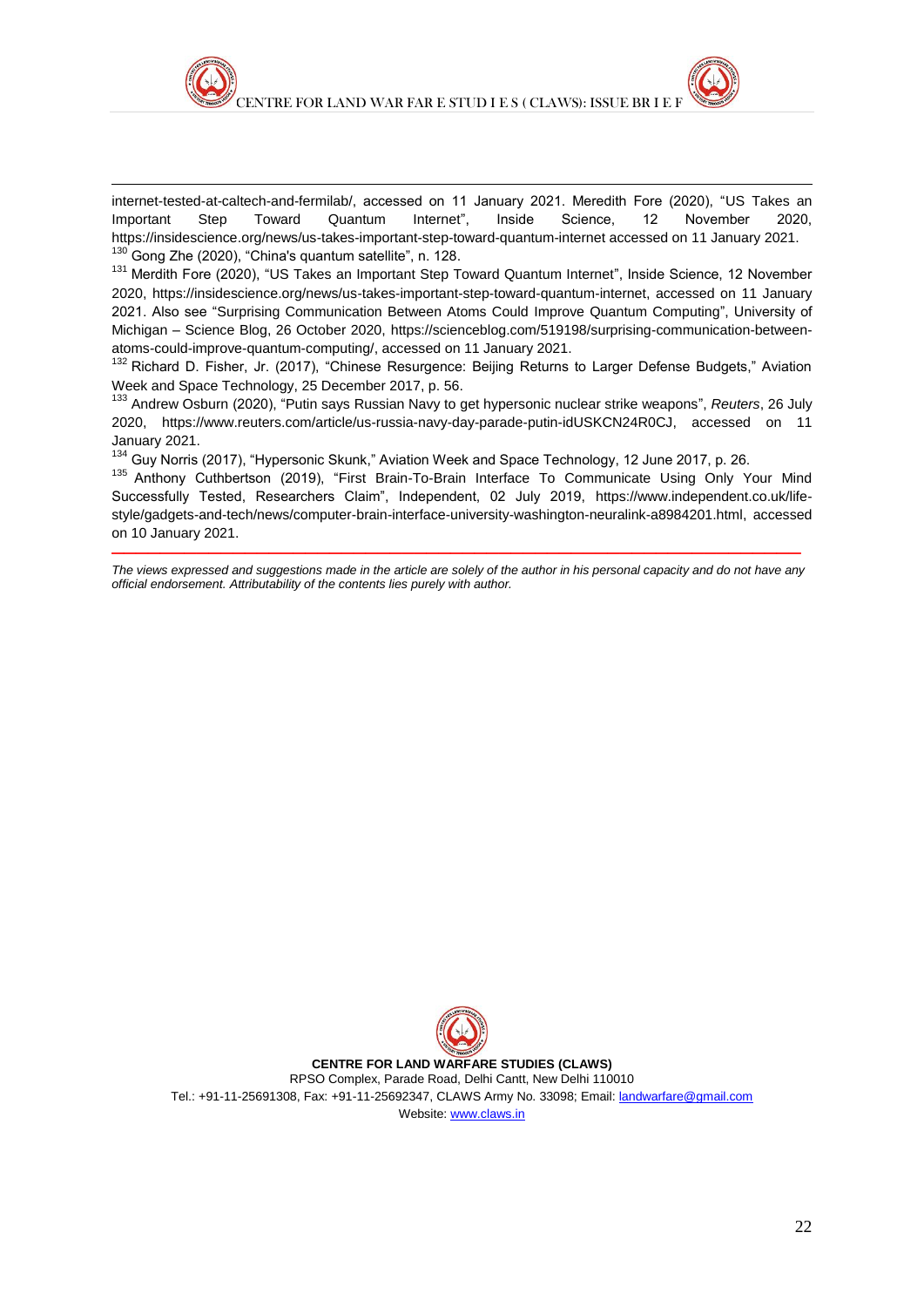internet-tested-at-caltech-and-fermilab/, accessed on 11 January 2021. Meredith Fore (2020), "US Takes an Important Step Toward Quantum Internet", Inside Science, 12 November 2020, https://insidescience.org/news/us-takes-important-step-toward-quantum-internet accessed on 11 January 2021.

[130] Gong Zhe (2020), "China's quantum satellite", n. 128.

[131] Merdith Fore (2020), "US Takes an Important Step Toward Quantum Internet", Inside Science, 12 November 2020, https://insidescience.org/news/us-takes-important-step-toward-quantum-internet, accessed on 11 January 2021. Also see "Surprising Communication Between Atoms Could Improve Quantum Computing", University of Michigan – Science Blog, 26 October 2020, https://scienceblog.com/519198/surprising-communication-between-atoms-could-improve-quantum-computing/, accessed on 11 January 2021.

[132] Richard D. Fisher, Jr. (2017), "Chinese Resurgence: Beijing Returns to Larger Defense Budgets," Aviation Week and Space Technology, 25 December 2017, p. 56.

[133] Andrew Osburn (2020), "Putin says Russian Navy to get hypersonic nuclear strike weapons", *Reuters*, 26 July 2020, https://www.reuters.com/article/us-russia-navy-day-parade-putin-idUSKCN24R0CJ, accessed on 11 January 2021.

[134] Guy Norris (2017), "Hypersonic Skunk," Aviation Week and Space Technology, 12 June 2017, p. 26.

[135] Anthony Cuthbertson (2019), "First Brain-To-Brain Interface To Communicate Using Only Your Mind Successfully Tested, Researchers Claim", Independent, 02 July 2019, https://www.independent.co.uk/life-style/gadgets-and-tech/news/computer-brain-interface-university-washington-neuralink-a8984201.html, accessed on 10 January 2021.

---

*The views expressed and suggestions made in the article are solely of the author in his personal capacity and do not have any official endorsement. Attributability of the contents lies purely with author.*

**CENTRE FOR LAND WARFARE STUDIES (CLAWS)**

RPSO Complex, Parade Road, Delhi Cantt, New Delhi 110010

Tel.: +91-11-25691308, Fax: +91-11-25692347, CLAWS Army No. 33098; Email: landwarfare@gmail.com

Website: www.claws.in